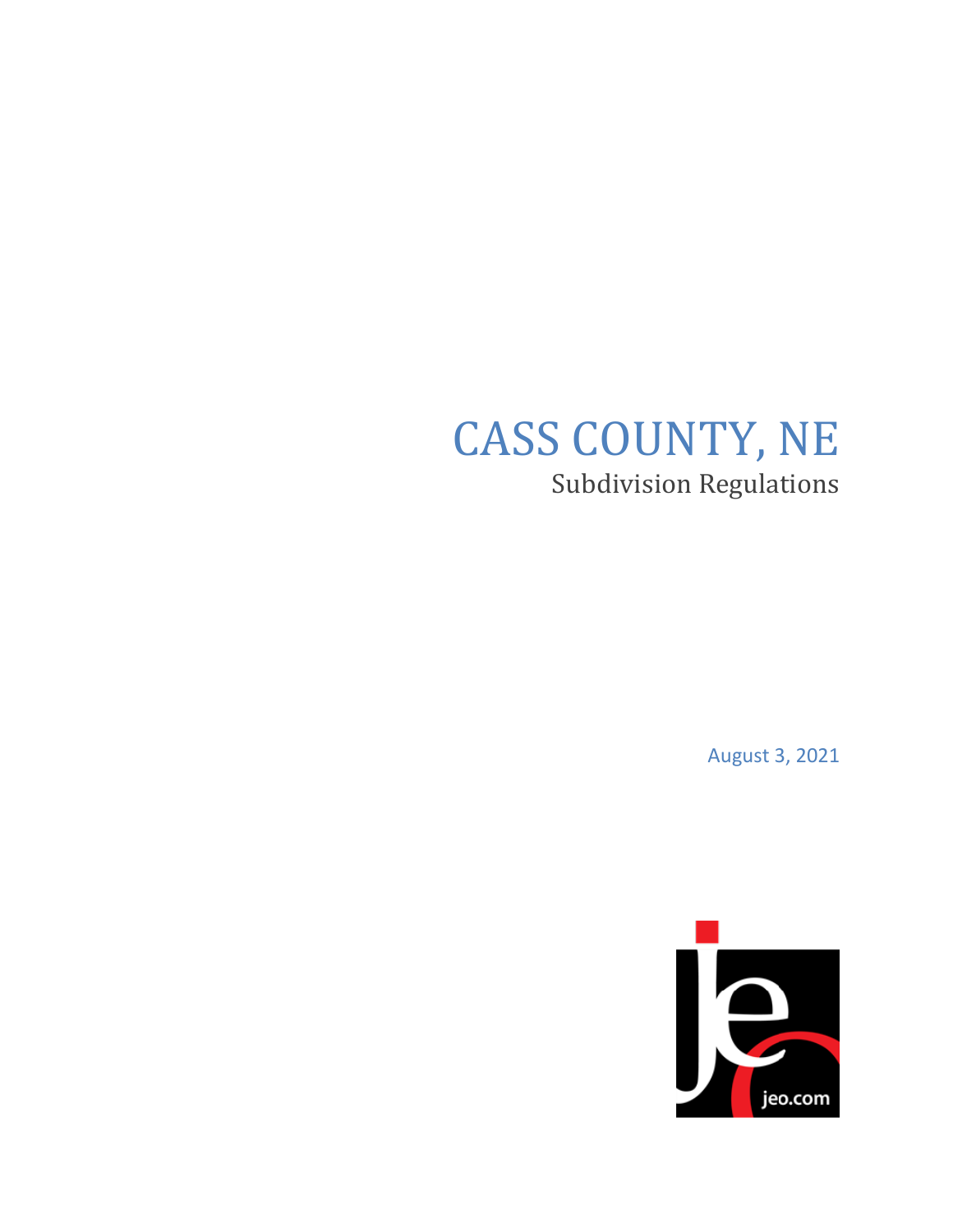# CASS COUNTY, NE

Subdivision Regulations

August 3, 2021

jeo.com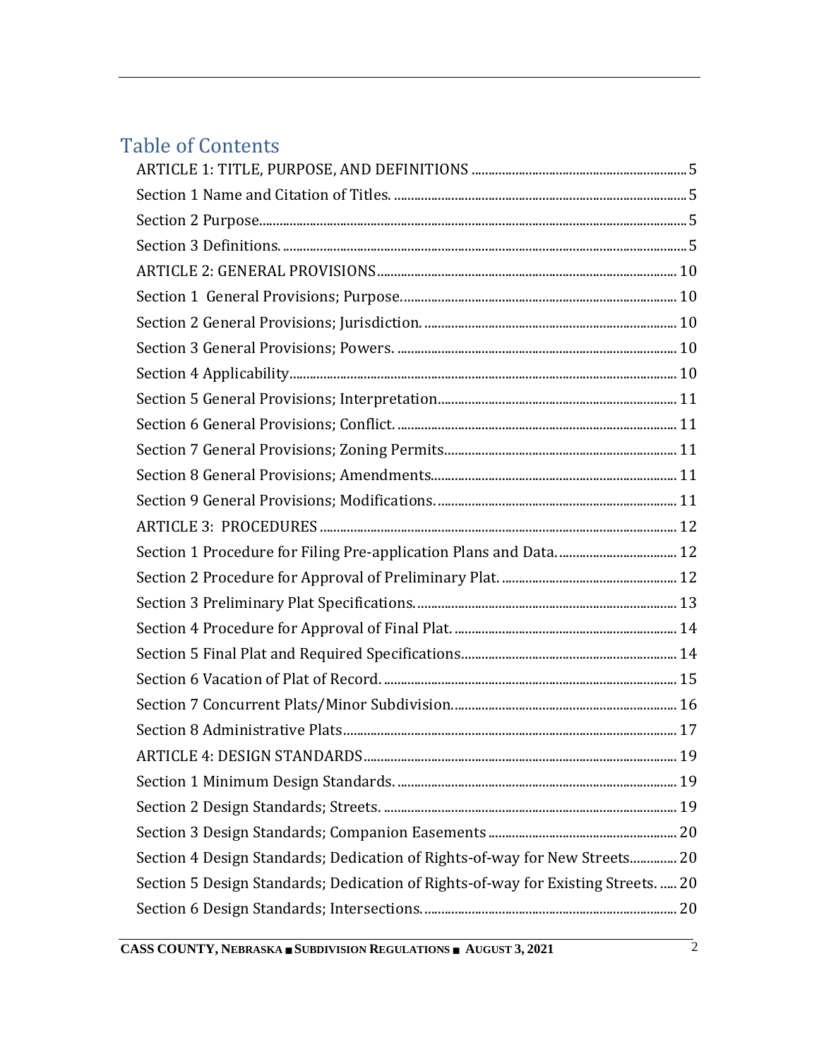# Table of Contents

ARTICLE 1: TITLE, PURPOSE, AND DEFINITIONS ..... 5

Section 1 Name and Citation of Titles. ..... 5

Section 2 Purpose..... 5

Section 3 Definitions. ..... 5

ARTICLE 2: GENERAL PROVISIONS..... 10

Section 1 General Provisions; Purpose..... 10

Section 2 General Provisions; Jurisdiction. ..... 10

Section 3 General Provisions; Powers. ..... 10

Section 4 Applicability..... 10

Section 5 General Provisions; Interpretation..... 11

Section 6 General Provisions; Conflict. ..... 11

Section 7 General Provisions; Zoning Permits..... 11

Section 8 General Provisions; Amendments..... 11

Section 9 General Provisions; Modifications. ..... 11

ARTICLE 3: PROCEDURES ..... 12

Section 1 Procedure for Filing Pre-application Plans and Data. ..... 12

Section 2 Procedure for Approval of Preliminary Plat. ..... 12

Section 3 Preliminary Plat Specifications. ..... 13

Section 4 Procedure for Approval of Final Plat. ..... 14

Section 5 Final Plat and Required Specifications..... 14

Section 6 Vacation of Plat of Record. ..... 15

Section 7 Concurrent Plats/Minor Subdivision..... 16

Section 8 Administrative Plats..... 17

ARTICLE 4: DESIGN STANDARDS..... 19

Section 1 Minimum Design Standards. ..... 19

Section 2 Design Standards; Streets. ..... 19

Section 3 Design Standards; Companion Easements ..... 20

Section 4 Design Standards; Dedication of Rights-of-way for New Streets..... 20

Section 5 Design Standards; Dedication of Rights-of-way for Existing Streets. ..... 20

Section 6 Design Standards; Intersections. ..... 20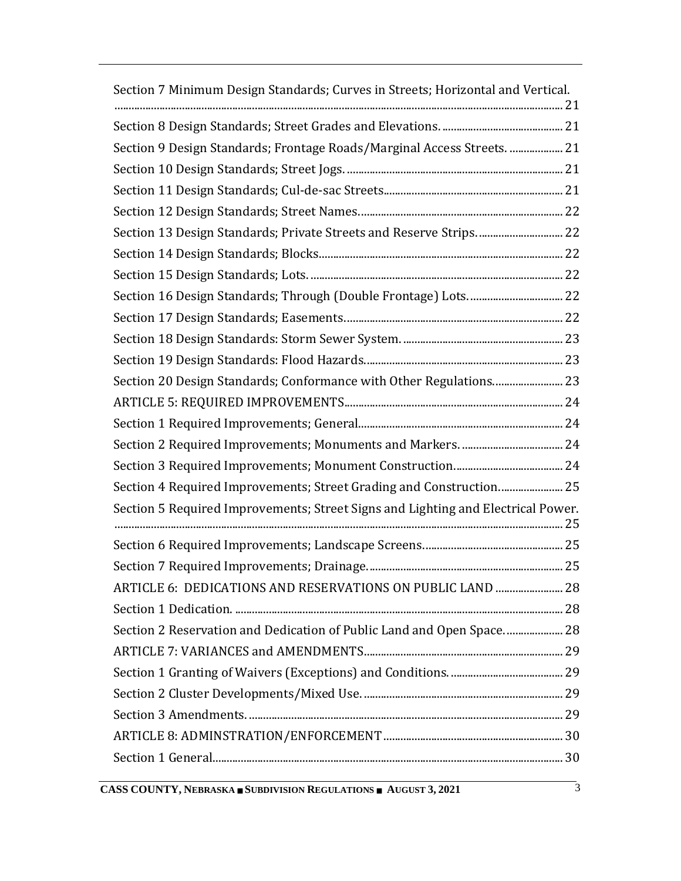Section 7 Minimum Design Standards; Curves in Streets; Horizontal and Vertical. ........ 21

Section 8 Design Standards; Street Grades and Elevations. ........ 21

Section 9 Design Standards; Frontage Roads/Marginal Access Streets. ........ 21

Section 10 Design Standards; Street Jogs. ........ 21

Section 11 Design Standards; Cul-de-sac Streets........ 21

Section 12 Design Standards; Street Names........ 22

Section 13 Design Standards; Private Streets and Reserve Strips. ........ 22

Section 14 Design Standards; Blocks........ 22

Section 15 Design Standards; Lots. ........ 22

Section 16 Design Standards; Through (Double Frontage) Lots. ........ 22

Section 17 Design Standards; Easements........ 22

Section 18 Design Standards: Storm Sewer System. ........ 23

Section 19 Design Standards: Flood Hazards........ 23

Section 20 Design Standards; Conformance with Other Regulations........ 23

ARTICLE 5: REQUIRED IMPROVEMENTS........ 24

Section 1 Required Improvements; General........ 24

Section 2 Required Improvements; Monuments and Markers. ........ 24

Section 3 Required Improvements; Monument Construction........ 24

Section 4 Required Improvements; Street Grading and Construction........ 25

Section 5 Required Improvements; Street Signs and Lighting and Electrical Power. ........ 25

Section 6 Required Improvements; Landscape Screens........ 25

Section 7 Required Improvements; Drainage........ 25

ARTICLE 6: DEDICATIONS AND RESERVATIONS ON PUBLIC LAND ........ 28

Section 1 Dedication. ........ 28

Section 2 Reservation and Dedication of Public Land and Open Space. ........ 28

ARTICLE 7: VARIANCES and AMENDMENTS........ 29

Section 1 Granting of Waivers (Exceptions) and Conditions. ........ 29

Section 2 Cluster Developments/Mixed Use. ........ 29

Section 3 Amendments. ........ 29

ARTICLE 8: ADMINSTRATION/ENFORCEMENT ........ 30

Section 1 General........ 30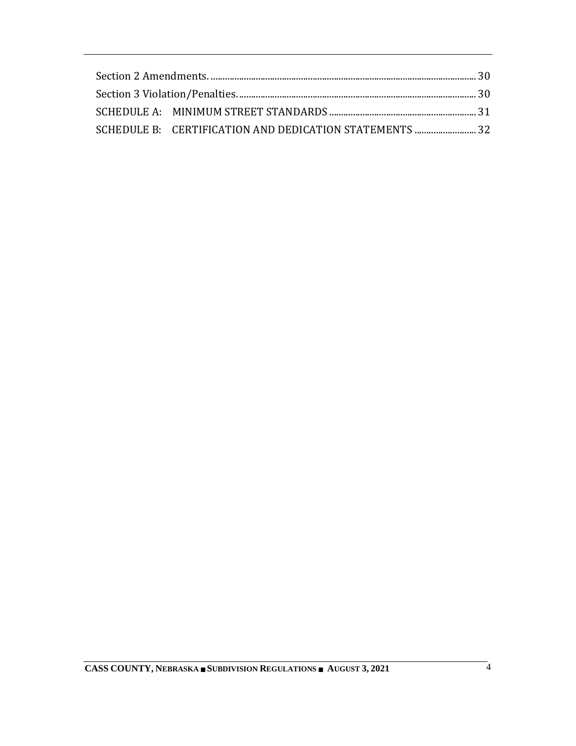Section 2 Amendments. .......... 30

Section 3 Violation/Penalties. .......... 30

SCHEDULE A: MINIMUM STREET STANDARDS .......... 31

SCHEDULE B: CERTIFICATION AND DEDICATION STATEMENTS .......... 32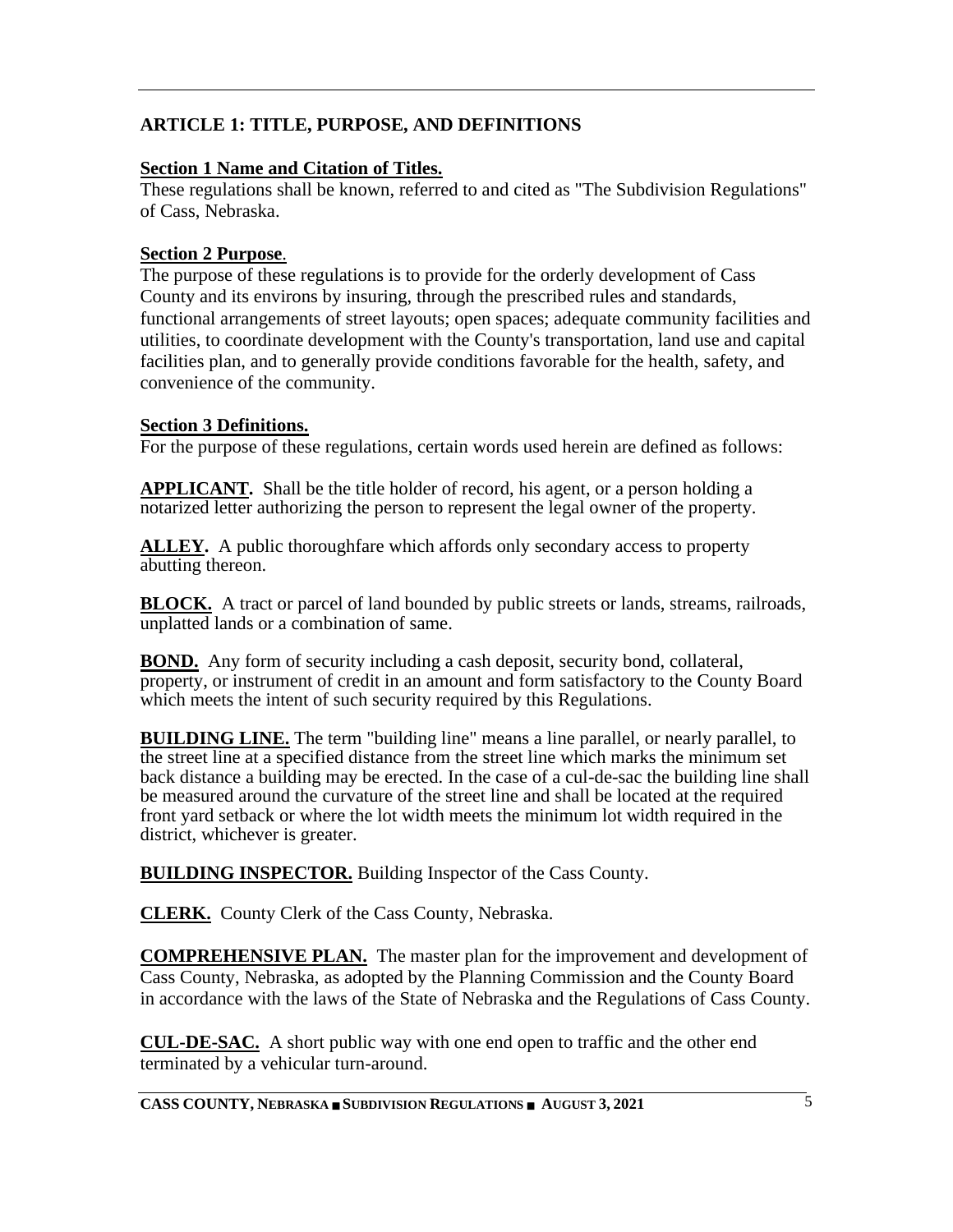## ARTICLE 1: TITLE, PURPOSE, AND DEFINITIONS

### Section 1 Name and Citation of Titles.

These regulations shall be known, referred to and cited as "The Subdivision Regulations" of Cass, Nebraska.

### Section 2 Purpose.

The purpose of these regulations is to provide for the orderly development of Cass County and its environs by insuring, through the prescribed rules and standards, functional arrangements of street layouts; open spaces; adequate community facilities and utilities, to coordinate development with the County's transportation, land use and capital facilities plan, and to generally provide conditions favorable for the health, safety, and convenience of the community.

### Section 3 Definitions.

For the purpose of these regulations, certain words used herein are defined as follows:

**APPLICANT.** Shall be the title holder of record, his agent, or a person holding a notarized letter authorizing the person to represent the legal owner of the property.

**ALLEY.** A public thoroughfare which affords only secondary access to property abutting thereon.

**BLOCK.** A tract or parcel of land bounded by public streets or lands, streams, railroads, unplatted lands or a combination of same.

**BOND.** Any form of security including a cash deposit, security bond, collateral, property, or instrument of credit in an amount and form satisfactory to the County Board which meets the intent of such security required by this Regulations.

**BUILDING LINE.** The term "building line" means a line parallel, or nearly parallel, to the street line at a specified distance from the street line which marks the minimum set back distance a building may be erected. In the case of a cul-de-sac the building line shall be measured around the curvature of the street line and shall be located at the required front yard setback or where the lot width meets the minimum lot width required in the district, whichever is greater.

**BUILDING INSPECTOR.** Building Inspector of the Cass County.

**CLERK.** County Clerk of the Cass County, Nebraska.

**COMPREHENSIVE PLAN.** The master plan for the improvement and development of Cass County, Nebraska, as adopted by the Planning Commission and the County Board in accordance with the laws of the State of Nebraska and the Regulations of Cass County.

**CUL-DE-SAC.** A short public way with one end open to traffic and the other end terminated by a vehicular turn-around.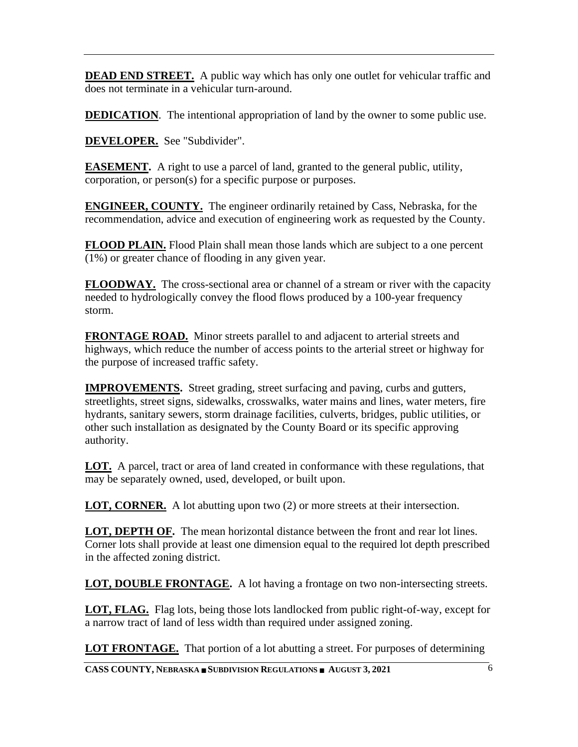**DEAD END STREET.** A public way which has only one outlet for vehicular traffic and does not terminate in a vehicular turn-around.

**DEDICATION**. The intentional appropriation of land by the owner to some public use.

**DEVELOPER.** See "Subdivider".

**EASEMENT.** A right to use a parcel of land, granted to the general public, utility, corporation, or person(s) for a specific purpose or purposes.

**ENGINEER, COUNTY.** The engineer ordinarily retained by Cass, Nebraska, for the recommendation, advice and execution of engineering work as requested by the County.

**FLOOD PLAIN.** Flood Plain shall mean those lands which are subject to a one percent (1%) or greater chance of flooding in any given year.

**FLOODWAY.** The cross-sectional area or channel of a stream or river with the capacity needed to hydrologically convey the flood flows produced by a 100-year frequency storm.

**FRONTAGE ROAD.** Minor streets parallel to and adjacent to arterial streets and highways, which reduce the number of access points to the arterial street or highway for the purpose of increased traffic safety.

**IMPROVEMENTS.** Street grading, street surfacing and paving, curbs and gutters, streetlights, street signs, sidewalks, crosswalks, water mains and lines, water meters, fire hydrants, sanitary sewers, storm drainage facilities, culverts, bridges, public utilities, or other such installation as designated by the County Board or its specific approving authority.

**LOT.** A parcel, tract or area of land created in conformance with these regulations, that may be separately owned, used, developed, or built upon.

**LOT, CORNER.** A lot abutting upon two (2) or more streets at their intersection.

**LOT, DEPTH OF.** The mean horizontal distance between the front and rear lot lines. Corner lots shall provide at least one dimension equal to the required lot depth prescribed in the affected zoning district.

**LOT, DOUBLE FRONTAGE.** A lot having a frontage on two non-intersecting streets.

**LOT, FLAG.** Flag lots, being those lots landlocked from public right-of-way, except for a narrow tract of land of less width than required under assigned zoning.

**LOT FRONTAGE.** That portion of a lot abutting a street. For purposes of determining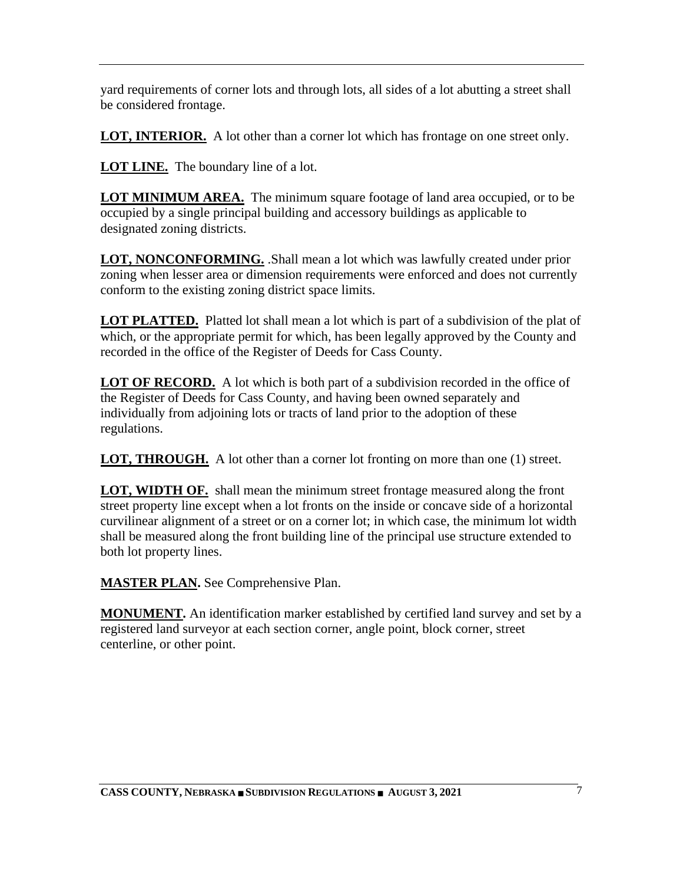yard requirements of corner lots and through lots, all sides of a lot abutting a street shall be considered frontage.

**LOT, INTERIOR.** A lot other than a corner lot which has frontage on one street only.

**LOT LINE.** The boundary line of a lot.

**LOT MINIMUM AREA.** The minimum square footage of land area occupied, or to be occupied by a single principal building and accessory buildings as applicable to designated zoning districts.

**LOT, NONCONFORMING.** .Shall mean a lot which was lawfully created under prior zoning when lesser area or dimension requirements were enforced and does not currently conform to the existing zoning district space limits.

**LOT PLATTED.** Platted lot shall mean a lot which is part of a subdivision of the plat of which, or the appropriate permit for which, has been legally approved by the County and recorded in the office of the Register of Deeds for Cass County.

**LOT OF RECORD.** A lot which is both part of a subdivision recorded in the office of the Register of Deeds for Cass County, and having been owned separately and individually from adjoining lots or tracts of land prior to the adoption of these regulations.

**LOT, THROUGH.** A lot other than a corner lot fronting on more than one (1) street.

**LOT, WIDTH OF.** shall mean the minimum street frontage measured along the front street property line except when a lot fronts on the inside or concave side of a horizontal curvilinear alignment of a street or on a corner lot; in which case, the minimum lot width shall be measured along the front building line of the principal use structure extended to both lot property lines.

**MASTER PLAN.** See Comprehensive Plan.

**MONUMENT.** An identification marker established by certified land survey and set by a registered land surveyor at each section corner, angle point, block corner, street centerline, or other point.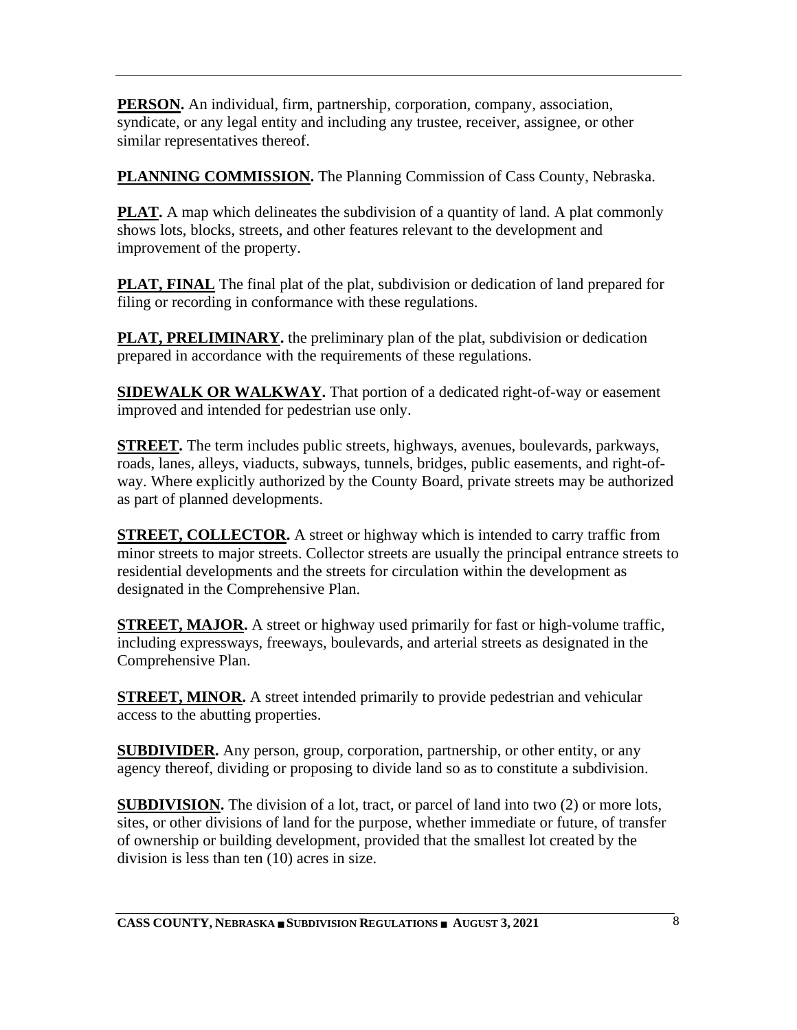**PERSON.** An individual, firm, partnership, corporation, company, association, syndicate, or any legal entity and including any trustee, receiver, assignee, or other similar representatives thereof.

**PLANNING COMMISSION.** The Planning Commission of Cass County, Nebraska.

**PLAT.** A map which delineates the subdivision of a quantity of land. A plat commonly shows lots, blocks, streets, and other features relevant to the development and improvement of the property.

**PLAT, FINAL** The final plat of the plat, subdivision or dedication of land prepared for filing or recording in conformance with these regulations.

**PLAT, PRELIMINARY.** the preliminary plan of the plat, subdivision or dedication prepared in accordance with the requirements of these regulations.

**SIDEWALK OR WALKWAY.** That portion of a dedicated right-of-way or easement improved and intended for pedestrian use only.

**STREET.** The term includes public streets, highways, avenues, boulevards, parkways, roads, lanes, alleys, viaducts, subways, tunnels, bridges, public easements, and right-of-way. Where explicitly authorized by the County Board, private streets may be authorized as part of planned developments.

**STREET, COLLECTOR.** A street or highway which is intended to carry traffic from minor streets to major streets. Collector streets are usually the principal entrance streets to residential developments and the streets for circulation within the development as designated in the Comprehensive Plan.

**STREET, MAJOR.** A street or highway used primarily for fast or high-volume traffic, including expressways, freeways, boulevards, and arterial streets as designated in the Comprehensive Plan.

**STREET, MINOR.** A street intended primarily to provide pedestrian and vehicular access to the abutting properties.

**SUBDIVIDER.** Any person, group, corporation, partnership, or other entity, or any agency thereof, dividing or proposing to divide land so as to constitute a subdivision.

**SUBDIVISION.** The division of a lot, tract, or parcel of land into two (2) or more lots, sites, or other divisions of land for the purpose, whether immediate or future, of transfer of ownership or building development, provided that the smallest lot created by the division is less than ten (10) acres in size.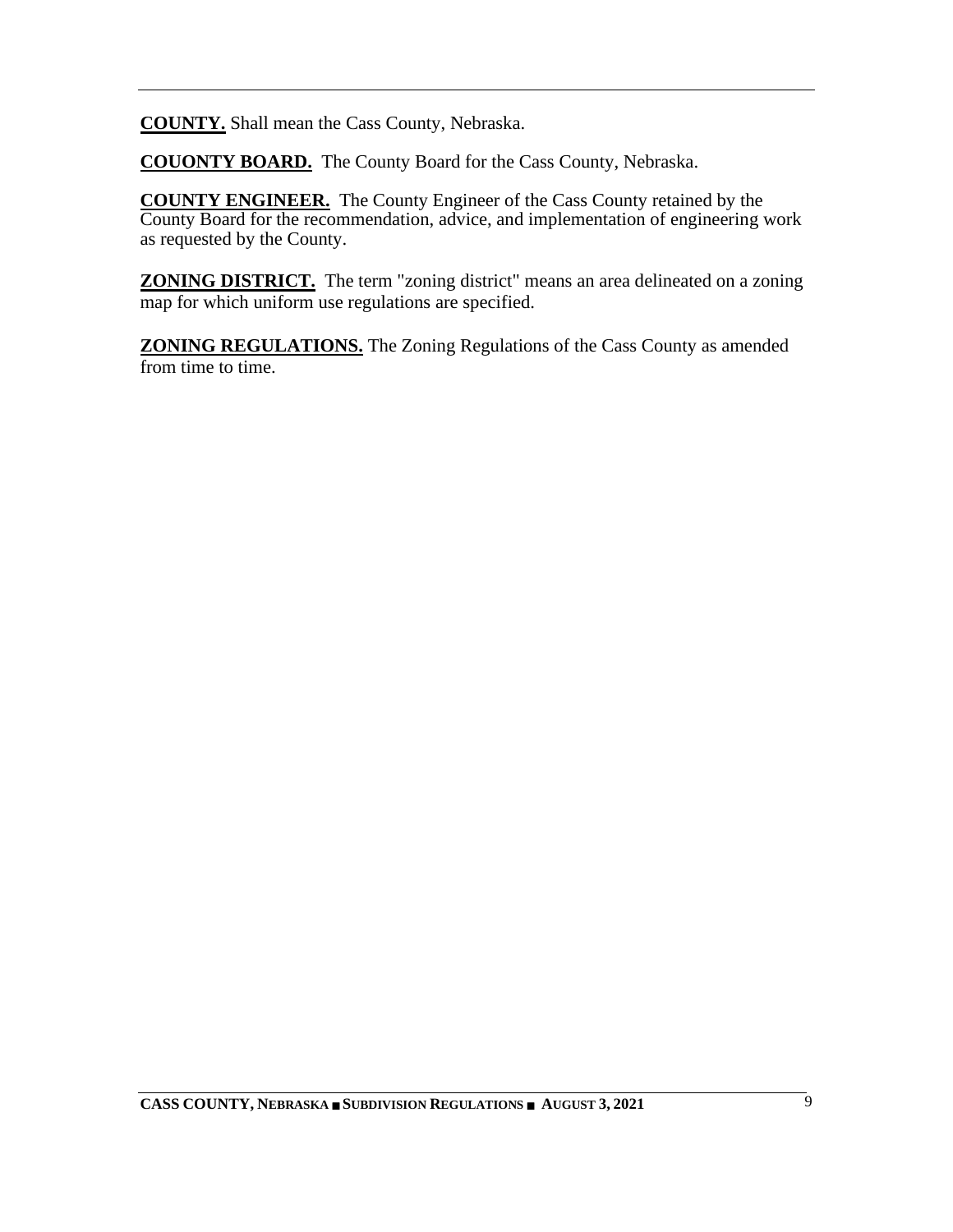**COUNTY.** Shall mean the Cass County, Nebraska.

**COUONTY BOARD.** The County Board for the Cass County, Nebraska.

**COUNTY ENGINEER.** The County Engineer of the Cass County retained by the County Board for the recommendation, advice, and implementation of engineering work as requested by the County.

**ZONING DISTRICT.** The term "zoning district" means an area delineated on a zoning map for which uniform use regulations are specified.

**ZONING REGULATIONS.** The Zoning Regulations of the Cass County as amended from time to time.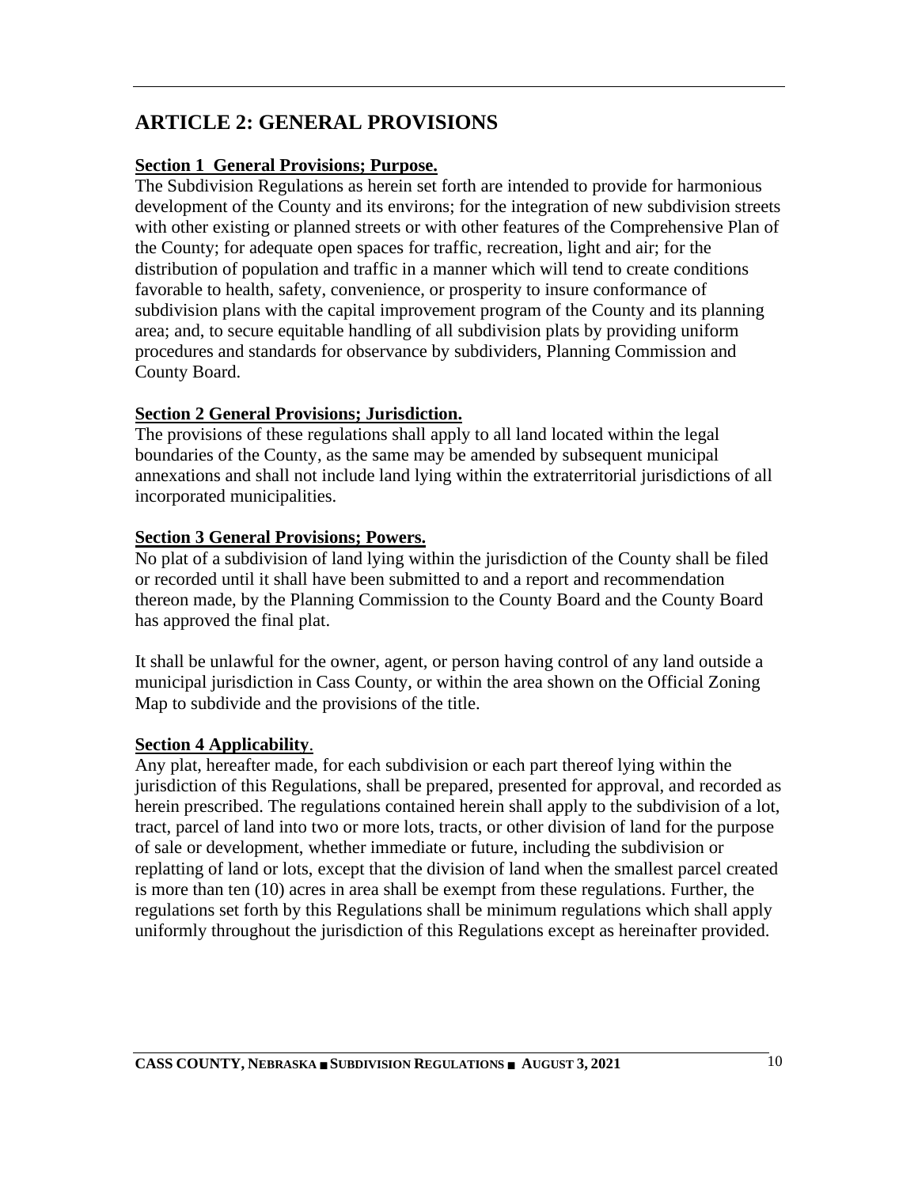# ARTICLE 2: GENERAL PROVISIONS

**Section 1 General Provisions; Purpose.**

The Subdivision Regulations as herein set forth are intended to provide for harmonious development of the County and its environs; for the integration of new subdivision streets with other existing or planned streets or with other features of the Comprehensive Plan of the County; for adequate open spaces for traffic, recreation, light and air; for the distribution of population and traffic in a manner which will tend to create conditions favorable to health, safety, convenience, or prosperity to insure conformance of subdivision plans with the capital improvement program of the County and its planning area; and, to secure equitable handling of all subdivision plats by providing uniform procedures and standards for observance by subdividers, Planning Commission and County Board.

**Section 2 General Provisions; Jurisdiction.**

The provisions of these regulations shall apply to all land located within the legal boundaries of the County, as the same may be amended by subsequent municipal annexations and shall not include land lying within the extraterritorial jurisdictions of all incorporated municipalities.

**Section 3 General Provisions; Powers.**

No plat of a subdivision of land lying within the jurisdiction of the County shall be filed or recorded until it shall have been submitted to and a report and recommendation thereon made, by the Planning Commission to the County Board and the County Board has approved the final plat.

It shall be unlawful for the owner, agent, or person having control of any land outside a municipal jurisdiction in Cass County, or within the area shown on the Official Zoning Map to subdivide and the provisions of the title.

**Section 4 Applicability.**

Any plat, hereafter made, for each subdivision or each part thereof lying within the jurisdiction of this Regulations, shall be prepared, presented for approval, and recorded as herein prescribed. The regulations contained herein shall apply to the subdivision of a lot, tract, parcel of land into two or more lots, tracts, or other division of land for the purpose of sale or development, whether immediate or future, including the subdivision or replatting of land or lots, except that the division of land when the smallest parcel created is more than ten (10) acres in area shall be exempt from these regulations. Further, the regulations set forth by this Regulations shall be minimum regulations which shall apply uniformly throughout the jurisdiction of this Regulations except as hereinafter provided.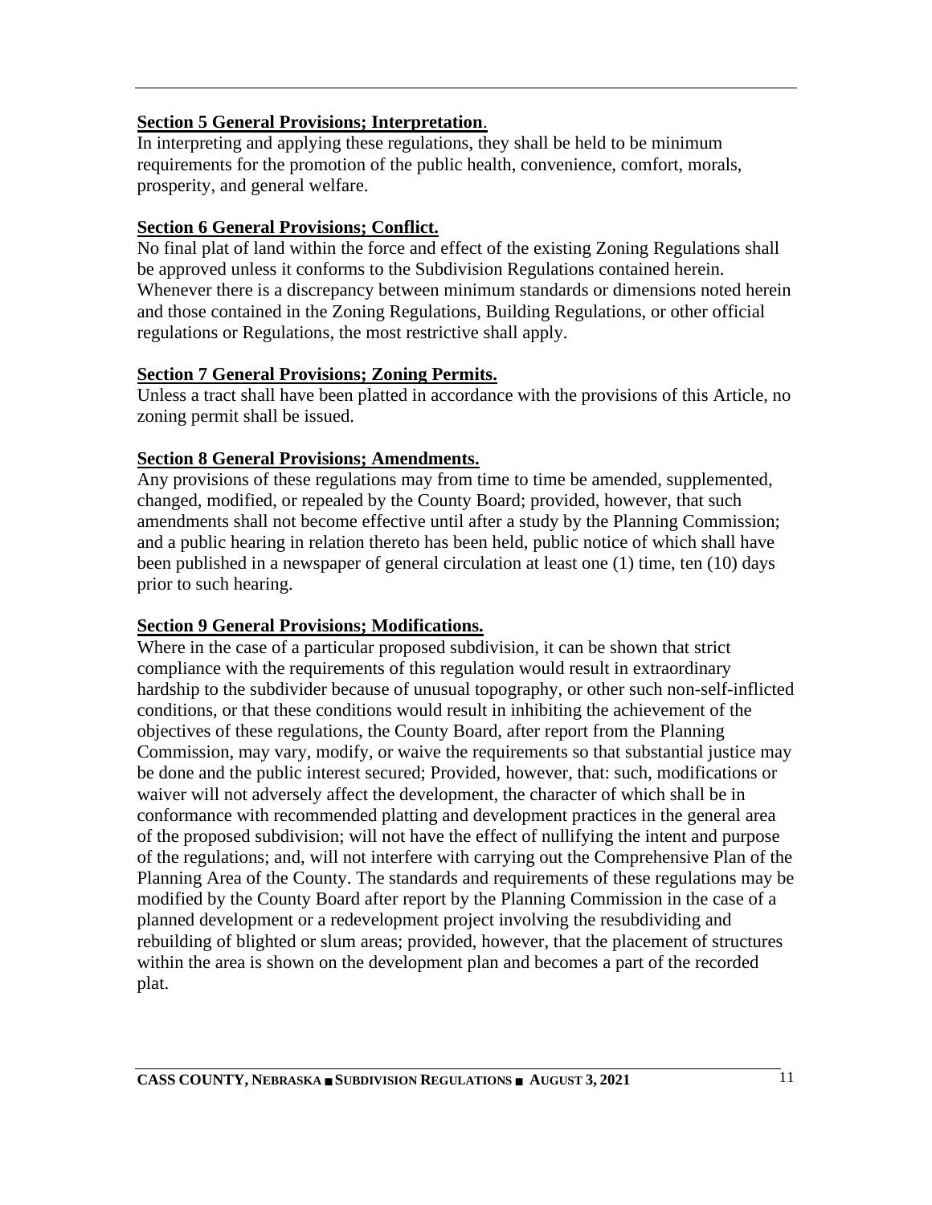**Section 5 General Provisions; Interpretation**.

In interpreting and applying these regulations, they shall be held to be minimum requirements for the promotion of the public health, convenience, comfort, morals, prosperity, and general welfare.

**Section 6 General Provisions; Conflict.**

No final plat of land within the force and effect of the existing Zoning Regulations shall be approved unless it conforms to the Subdivision Regulations contained herein. Whenever there is a discrepancy between minimum standards or dimensions noted herein and those contained in the Zoning Regulations, Building Regulations, or other official regulations or Regulations, the most restrictive shall apply.

**Section 7 General Provisions; Zoning Permits.**

Unless a tract shall have been platted in accordance with the provisions of this Article, no zoning permit shall be issued.

**Section 8 General Provisions; Amendments.**

Any provisions of these regulations may from time to time be amended, supplemented, changed, modified, or repealed by the County Board; provided, however, that such amendments shall not become effective until after a study by the Planning Commission; and a public hearing in relation thereto has been held, public notice of which shall have been published in a newspaper of general circulation at least one (1) time, ten (10) days prior to such hearing.

**Section 9 General Provisions; Modifications.**

Where in the case of a particular proposed subdivision, it can be shown that strict compliance with the requirements of this regulation would result in extraordinary hardship to the subdivider because of unusual topography, or other such non-self-inflicted conditions, or that these conditions would result in inhibiting the achievement of the objectives of these regulations, the County Board, after report from the Planning Commission, may vary, modify, or waive the requirements so that substantial justice may be done and the public interest secured; Provided, however, that: such, modifications or waiver will not adversely affect the development, the character of which shall be in conformance with recommended platting and development practices in the general area of the proposed subdivision; will not have the effect of nullifying the intent and purpose of the regulations; and, will not interfere with carrying out the Comprehensive Plan of the Planning Area of the County. The standards and requirements of these regulations may be modified by the County Board after report by the Planning Commission in the case of a planned development or a redevelopment project involving the resubdividing and rebuilding of blighted or slum areas; provided, however, that the placement of structures within the area is shown on the development plan and becomes a part of the recorded plat.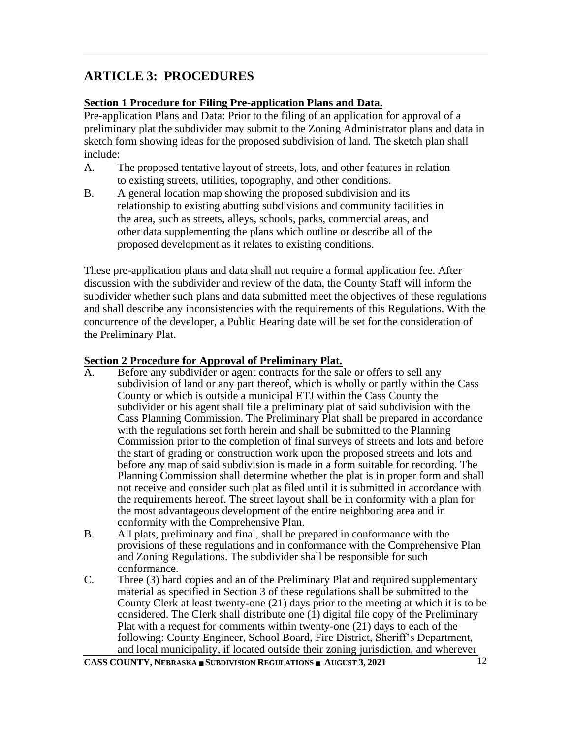# ARTICLE 3: PROCEDURES

**Section 1 Procedure for Filing Pre-application Plans and Data.**

Pre-application Plans and Data: Prior to the filing of an application for approval of a preliminary plat the subdivider may submit to the Zoning Administrator plans and data in sketch form showing ideas for the proposed subdivision of land. The sketch plan shall include:

A. The proposed tentative layout of streets, lots, and other features in relation to existing streets, utilities, topography, and other conditions.

B. A general location map showing the proposed subdivision and its relationship to existing abutting subdivisions and community facilities in the area, such as streets, alleys, schools, parks, commercial areas, and other data supplementing the plans which outline or describe all of the proposed development as it relates to existing conditions.

These pre-application plans and data shall not require a formal application fee. After discussion with the subdivider and review of the data, the County Staff will inform the subdivider whether such plans and data submitted meet the objectives of these regulations and shall describe any inconsistencies with the requirements of this Regulations. With the concurrence of the developer, a Public Hearing date will be set for the consideration of the Preliminary Plat.

**Section 2 Procedure for Approval of Preliminary Plat.**

A. Before any subdivider or agent contracts for the sale or offers to sell any subdivision of land or any part thereof, which is wholly or partly within the Cass County or which is outside a municipal ETJ within the Cass County the subdivider or his agent shall file a preliminary plat of said subdivision with the Cass Planning Commission. The Preliminary Plat shall be prepared in accordance with the regulations set forth herein and shall be submitted to the Planning Commission prior to the completion of final surveys of streets and lots and before the start of grading or construction work upon the proposed streets and lots and before any map of said subdivision is made in a form suitable for recording. The Planning Commission shall determine whether the plat is in proper form and shall not receive and consider such plat as filed until it is submitted in accordance with the requirements hereof. The street layout shall be in conformity with a plan for the most advantageous development of the entire neighboring area and in conformity with the Comprehensive Plan.

B. All plats, preliminary and final, shall be prepared in conformance with the provisions of these regulations and in conformance with the Comprehensive Plan and Zoning Regulations. The subdivider shall be responsible for such conformance.

C. Three (3) hard copies and an of the Preliminary Plat and required supplementary material as specified in Section 3 of these regulations shall be submitted to the County Clerk at least twenty-one (21) days prior to the meeting at which it is to be considered. The Clerk shall distribute one (1) digital file copy of the Preliminary Plat with a request for comments within twenty-one (21) days to each of the following: County Engineer, School Board, Fire District, Sheriff's Department, and local municipality, if located outside their zoning jurisdiction, and wherever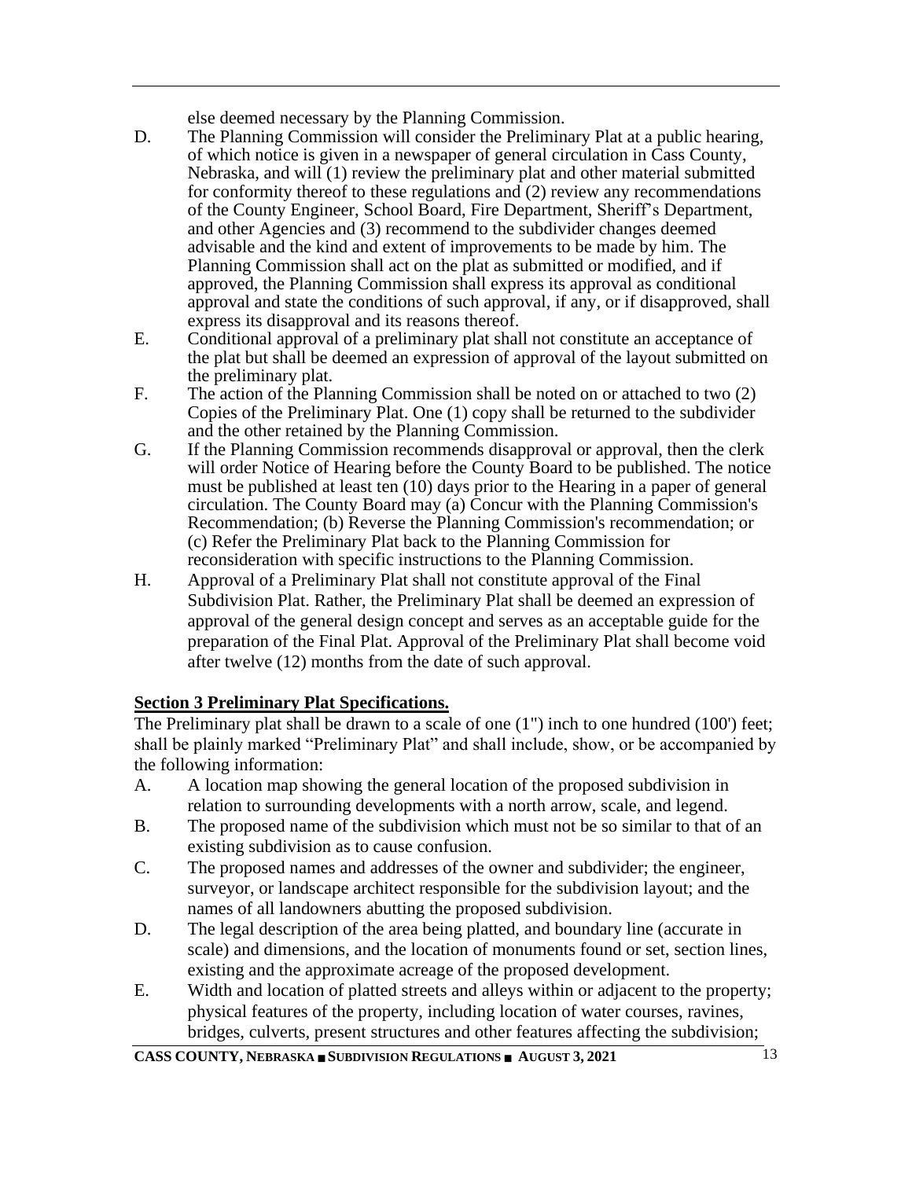else deemed necessary by the Planning Commission.

D. The Planning Commission will consider the Preliminary Plat at a public hearing, of which notice is given in a newspaper of general circulation in Cass County, Nebraska, and will (1) review the preliminary plat and other material submitted for conformity thereof to these regulations and (2) review any recommendations of the County Engineer, School Board, Fire Department, Sheriff's Department, and other Agencies and (3) recommend to the subdivider changes deemed advisable and the kind and extent of improvements to be made by him. The Planning Commission shall act on the plat as submitted or modified, and if approved, the Planning Commission shall express its approval as conditional approval and state the conditions of such approval, if any, or if disapproved, shall express its disapproval and its reasons thereof.

E. Conditional approval of a preliminary plat shall not constitute an acceptance of the plat but shall be deemed an expression of approval of the layout submitted on the preliminary plat.

F. The action of the Planning Commission shall be noted on or attached to two (2) Copies of the Preliminary Plat. One (1) copy shall be returned to the subdivider and the other retained by the Planning Commission.

G. If the Planning Commission recommends disapproval or approval, then the clerk will order Notice of Hearing before the County Board to be published. The notice must be published at least ten (10) days prior to the Hearing in a paper of general circulation. The County Board may (a) Concur with the Planning Commission's Recommendation; (b) Reverse the Planning Commission's recommendation; or (c) Refer the Preliminary Plat back to the Planning Commission for reconsideration with specific instructions to the Planning Commission.

H. Approval of a Preliminary Plat shall not constitute approval of the Final Subdivision Plat. Rather, the Preliminary Plat shall be deemed an expression of approval of the general design concept and serves as an acceptable guide for the preparation of the Final Plat. Approval of the Preliminary Plat shall become void after twelve (12) months from the date of such approval.

## Section 3 Preliminary Plat Specifications.

The Preliminary plat shall be drawn to a scale of one (1") inch to one hundred (100') feet; shall be plainly marked "Preliminary Plat" and shall include, show, or be accompanied by the following information:

A. A location map showing the general location of the proposed subdivision in relation to surrounding developments with a north arrow, scale, and legend.

B. The proposed name of the subdivision which must not be so similar to that of an existing subdivision as to cause confusion.

C. The proposed names and addresses of the owner and subdivider; the engineer, surveyor, or landscape architect responsible for the subdivision layout; and the names of all landowners abutting the proposed subdivision.

D. The legal description of the area being platted, and boundary line (accurate in scale) and dimensions, and the location of monuments found or set, section lines, existing and the approximate acreage of the proposed development.

E. Width and location of platted streets and alleys within or adjacent to the property; physical features of the property, including location of water courses, ravines, bridges, culverts, present structures and other features affecting the subdivision;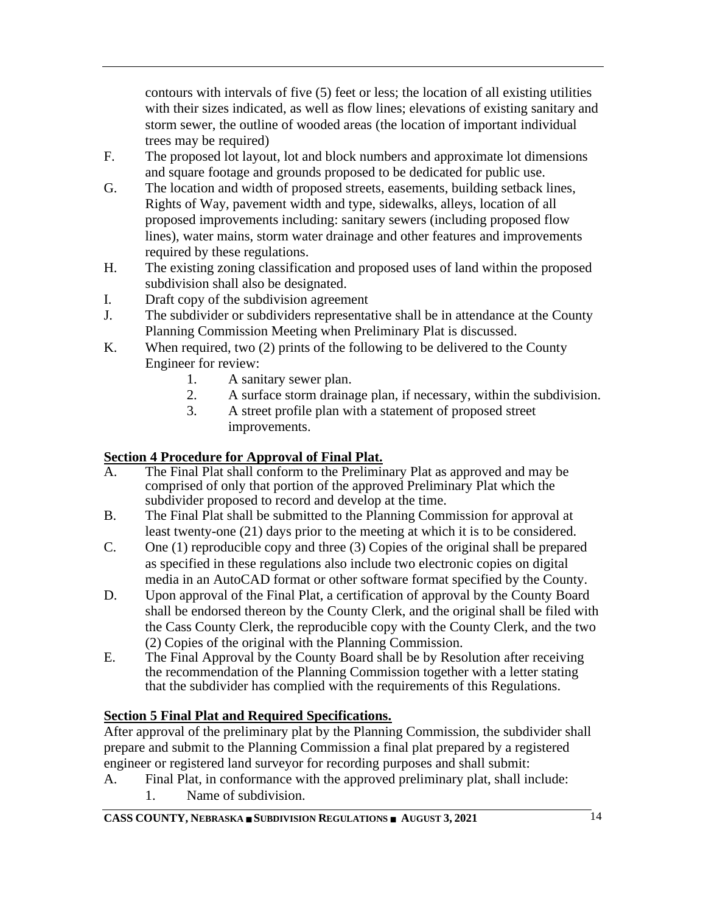contours with intervals of five (5) feet or less; the location of all existing utilities with their sizes indicated, as well as flow lines; elevations of existing sanitary and storm sewer, the outline of wooded areas (the location of important individual trees may be required)

F. The proposed lot layout, lot and block numbers and approximate lot dimensions and square footage and grounds proposed to be dedicated for public use.

G. The location and width of proposed streets, easements, building setback lines, Rights of Way, pavement width and type, sidewalks, alleys, location of all proposed improvements including: sanitary sewers (including proposed flow lines), water mains, storm water drainage and other features and improvements required by these regulations.

H. The existing zoning classification and proposed uses of land within the proposed subdivision shall also be designated.

I. Draft copy of the subdivision agreement

J. The subdivider or subdividers representative shall be in attendance at the County Planning Commission Meeting when Preliminary Plat is discussed.

K. When required, two (2) prints of the following to be delivered to the County Engineer for review:
   1. A sanitary sewer plan.
   2. A surface storm drainage plan, if necessary, within the subdivision.
   3. A street profile plan with a statement of proposed street improvements.

## Section 4 Procedure for Approval of Final Plat.

A. The Final Plat shall conform to the Preliminary Plat as approved and may be comprised of only that portion of the approved Preliminary Plat which the subdivider proposed to record and develop at the time.

B. The Final Plat shall be submitted to the Planning Commission for approval at least twenty-one (21) days prior to the meeting at which it is to be considered.

C. One (1) reproducible copy and three (3) Copies of the original shall be prepared as specified in these regulations also include two electronic copies on digital media in an AutoCAD format or other software format specified by the County.

D. Upon approval of the Final Plat, a certification of approval by the County Board shall be endorsed thereon by the County Clerk, and the original shall be filed with the Cass County Clerk, the reproducible copy with the County Clerk, and the two (2) Copies of the original with the Planning Commission.

E. The Final Approval by the County Board shall be by Resolution after receiving the recommendation of the Planning Commission together with a letter stating that the subdivider has complied with the requirements of this Regulations.

## Section 5 Final Plat and Required Specifications.

After approval of the preliminary plat by the Planning Commission, the subdivider shall prepare and submit to the Planning Commission a final plat prepared by a registered engineer or registered land surveyor for recording purposes and shall submit:

A. Final Plat, in conformance with the approved preliminary plat, shall include:
   1. Name of subdivision.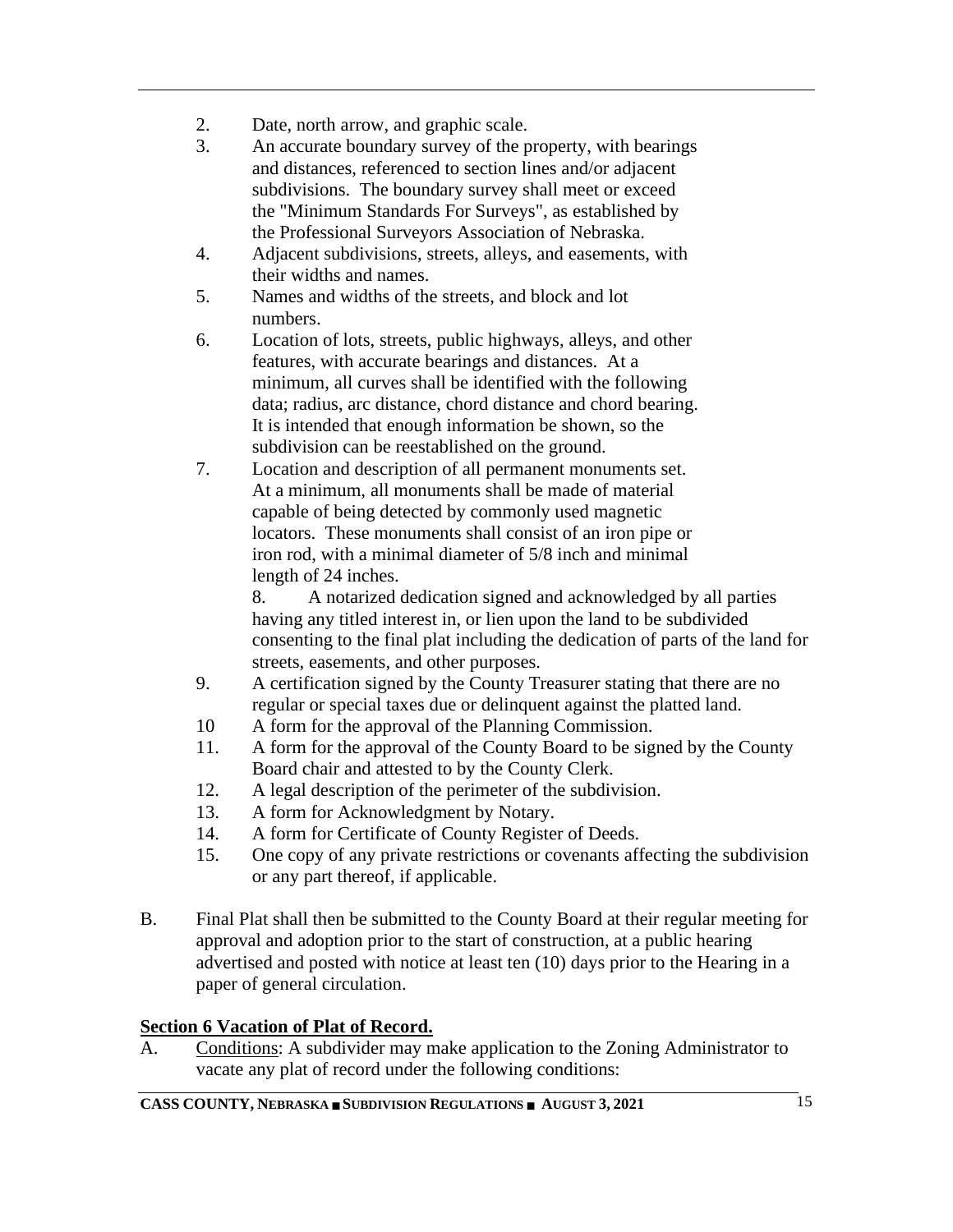2. Date, north arrow, and graphic scale.
3. An accurate boundary survey of the property, with bearings and distances, referenced to section lines and/or adjacent subdivisions. The boundary survey shall meet or exceed the "Minimum Standards For Surveys", as established by the Professional Surveyors Association of Nebraska.
4. Adjacent subdivisions, streets, alleys, and easements, with their widths and names.
5. Names and widths of the streets, and block and lot numbers.
6. Location of lots, streets, public highways, alleys, and other features, with accurate bearings and distances. At a minimum, all curves shall be identified with the following data; radius, arc distance, chord distance and chord bearing. It is intended that enough information be shown, so the subdivision can be reestablished on the ground.
7. Location and description of all permanent monuments set. At a minimum, all monuments shall be made of material capable of being detected by commonly used magnetic locators. These monuments shall consist of an iron pipe or iron rod, with a minimal diameter of 5/8 inch and minimal length of 24 inches.
8. A notarized dedication signed and acknowledged by all parties having any titled interest in, or lien upon the land to be subdivided consenting to the final plat including the dedication of parts of the land for streets, easements, and other purposes.
9. A certification signed by the County Treasurer stating that there are no regular or special taxes due or delinquent against the platted land.
10 A form for the approval of the Planning Commission.
11. A form for the approval of the County Board to be signed by the County Board chair and attested to by the County Clerk.
12. A legal description of the perimeter of the subdivision.
13. A form for Acknowledgment by Notary.
14. A form for Certificate of County Register of Deeds.
15. One copy of any private restrictions or covenants affecting the subdivision or any part thereof, if applicable.

B. Final Plat shall then be submitted to the County Board at their regular meeting for approval and adoption prior to the start of construction, at a public hearing advertised and posted with notice at least ten (10) days prior to the Hearing in a paper of general circulation.

## Section 6 Vacation of Plat of Record.

A. Conditions: A subdivider may make application to the Zoning Administrator to vacate any plat of record under the following conditions: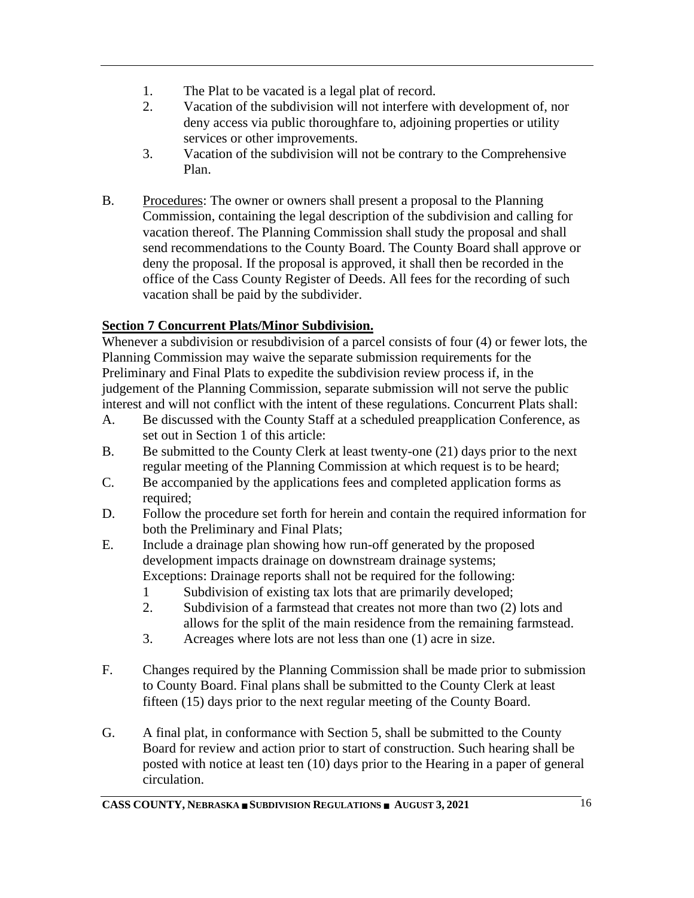1. The Plat to be vacated is a legal plat of record.
2. Vacation of the subdivision will not interfere with development of, nor deny access via public thoroughfare to, adjoining properties or utility services or other improvements.
3. Vacation of the subdivision will not be contrary to the Comprehensive Plan.

B. Procedures: The owner or owners shall present a proposal to the Planning Commission, containing the legal description of the subdivision and calling for vacation thereof. The Planning Commission shall study the proposal and shall send recommendations to the County Board. The County Board shall approve or deny the proposal. If the proposal is approved, it shall then be recorded in the office of the Cass County Register of Deeds. All fees for the recording of such vacation shall be paid by the subdivider.

**Section 7 Concurrent Plats/Minor Subdivision.**

Whenever a subdivision or resubdivision of a parcel consists of four (4) or fewer lots, the Planning Commission may waive the separate submission requirements for the Preliminary and Final Plats to expedite the subdivision review process if, in the judgement of the Planning Commission, separate submission will not serve the public interest and will not conflict with the intent of these regulations. Concurrent Plats shall:

A. Be discussed with the County Staff at a scheduled preapplication Conference, as set out in Section 1 of this article:

B. Be submitted to the County Clerk at least twenty-one (21) days prior to the next regular meeting of the Planning Commission at which request is to be heard;

C. Be accompanied by the applications fees and completed application forms as required;

D. Follow the procedure set forth for herein and contain the required information for both the Preliminary and Final Plats;

E. Include a drainage plan showing how run-off generated by the proposed development impacts drainage on downstream drainage systems;
Exceptions: Drainage reports shall not be required for the following:
   1 Subdivision of existing tax lots that are primarily developed;
   2. Subdivision of a farmstead that creates not more than two (2) lots and allows for the split of the main residence from the remaining farmstead.
   3. Acreages where lots are not less than one (1) acre in size.

F. Changes required by the Planning Commission shall be made prior to submission to County Board. Final plans shall be submitted to the County Clerk at least fifteen (15) days prior to the next regular meeting of the County Board.

G. A final plat, in conformance with Section 5, shall be submitted to the County Board for review and action prior to start of construction. Such hearing shall be posted with notice at least ten (10) days prior to the Hearing in a paper of general circulation.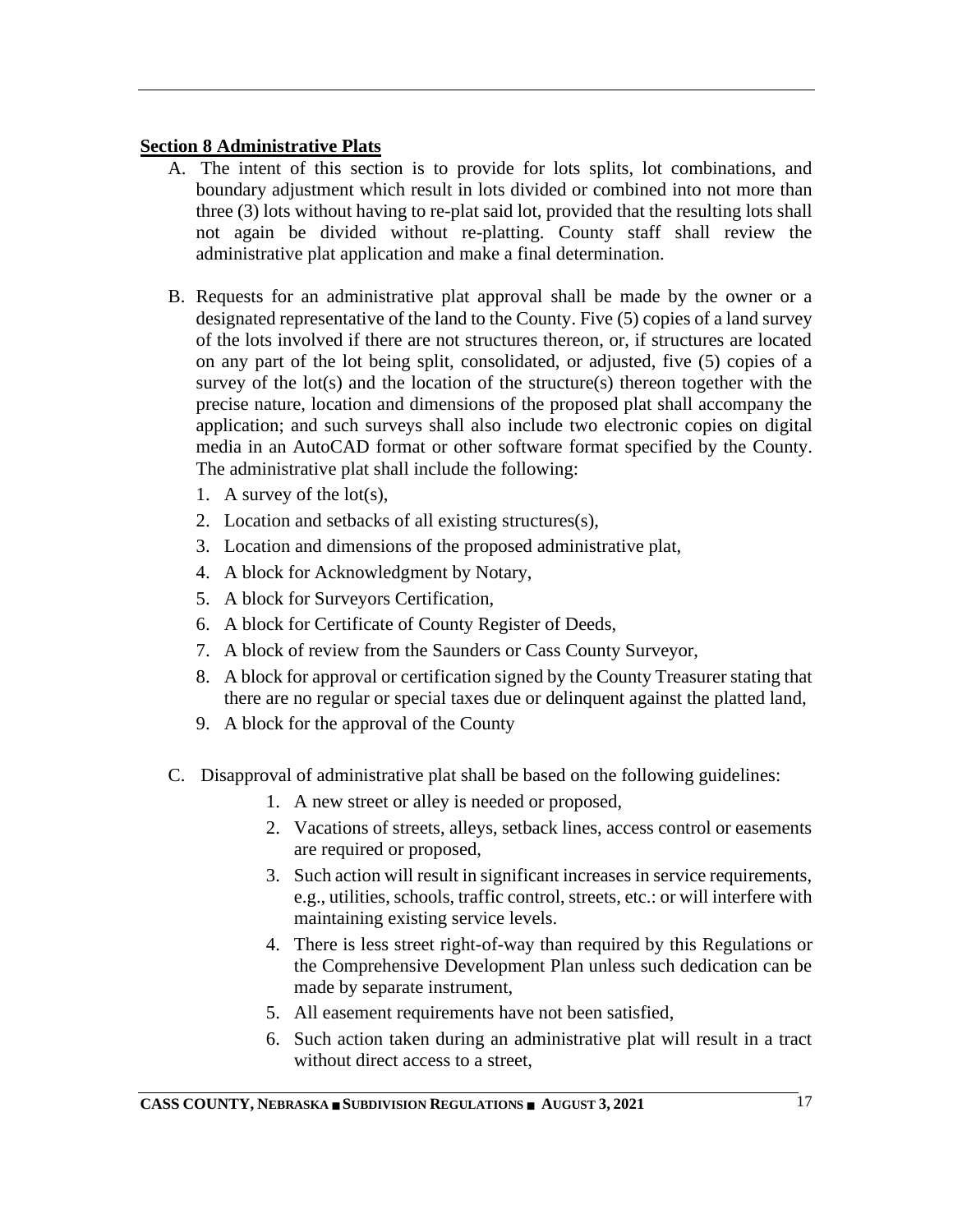**Section 8 Administrative Plats**

A. The intent of this section is to provide for lots splits, lot combinations, and boundary adjustment which result in lots divided or combined into not more than three (3) lots without having to re-plat said lot, provided that the resulting lots shall not again be divided without re-platting. County staff shall review the administrative plat application and make a final determination.

B. Requests for an administrative plat approval shall be made by the owner or a designated representative of the land to the County. Five (5) copies of a land survey of the lots involved if there are not structures thereon, or, if structures are located on any part of the lot being split, consolidated, or adjusted, five (5) copies of a survey of the lot(s) and the location of the structure(s) thereon together with the precise nature, location and dimensions of the proposed plat shall accompany the application; and such surveys shall also include two electronic copies on digital media in an AutoCAD format or other software format specified by the County. The administrative plat shall include the following:

   1. A survey of the lot(s),
   2. Location and setbacks of all existing structures(s),
   3. Location and dimensions of the proposed administrative plat,
   4. A block for Acknowledgment by Notary,
   5. A block for Surveyors Certification,
   6. A block for Certificate of County Register of Deeds,
   7. A block of review from the Saunders or Cass County Surveyor,
   8. A block for approval or certification signed by the County Treasurer stating that there are no regular or special taxes due or delinquent against the platted land,
   9. A block for the approval of the County

C. Disapproval of administrative plat shall be based on the following guidelines:

   1. A new street or alley is needed or proposed,
   2. Vacations of streets, alleys, setback lines, access control or easements are required or proposed,
   3. Such action will result in significant increases in service requirements, e.g., utilities, schools, traffic control, streets, etc.: or will interfere with maintaining existing service levels.
   4. There is less street right-of-way than required by this Regulations or the Comprehensive Development Plan unless such dedication can be made by separate instrument,
   5. All easement requirements have not been satisfied,
   6. Such action taken during an administrative plat will result in a tract without direct access to a street,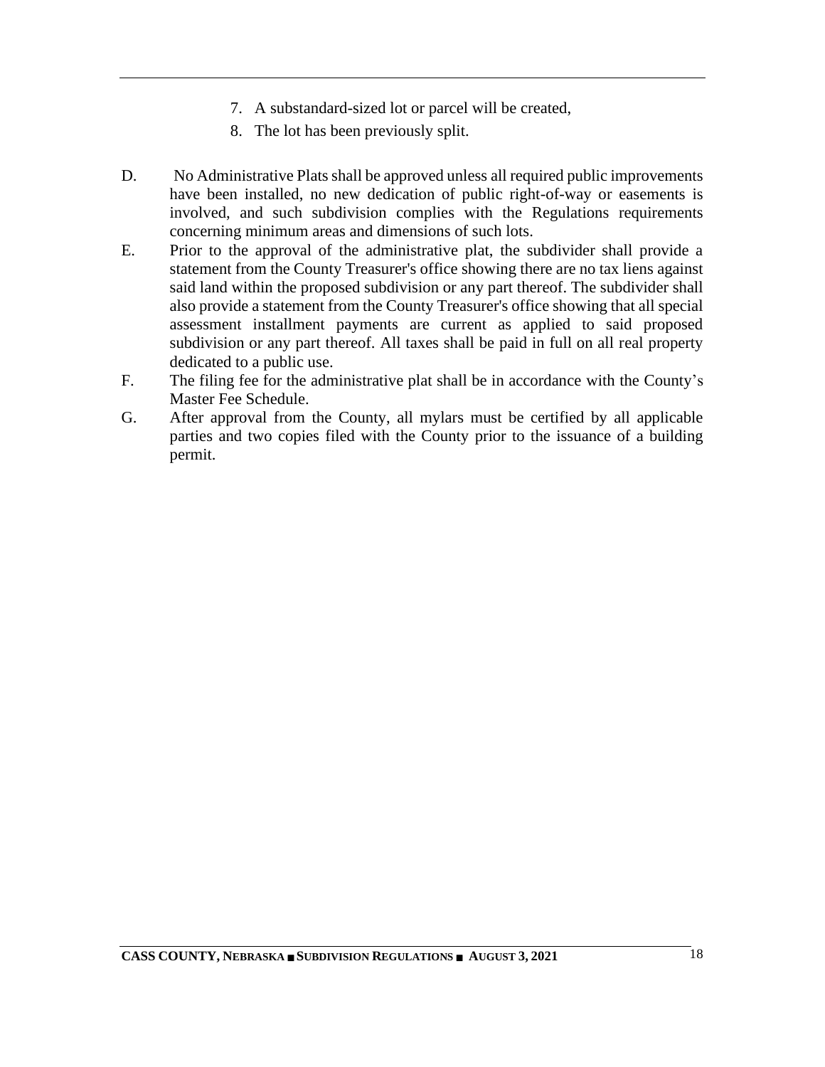7. A substandard-sized lot or parcel will be created,
8. The lot has been previously split.

D. No Administrative Plats shall be approved unless all required public improvements have been installed, no new dedication of public right-of-way or easements is involved, and such subdivision complies with the Regulations requirements concerning minimum areas and dimensions of such lots.

E. Prior to the approval of the administrative plat, the subdivider shall provide a statement from the County Treasurer's office showing there are no tax liens against said land within the proposed subdivision or any part thereof. The subdivider shall also provide a statement from the County Treasurer's office showing that all special assessment installment payments are current as applied to said proposed subdivision or any part thereof. All taxes shall be paid in full on all real property dedicated to a public use.

F. The filing fee for the administrative plat shall be in accordance with the County's Master Fee Schedule.

G. After approval from the County, all mylars must be certified by all applicable parties and two copies filed with the County prior to the issuance of a building permit.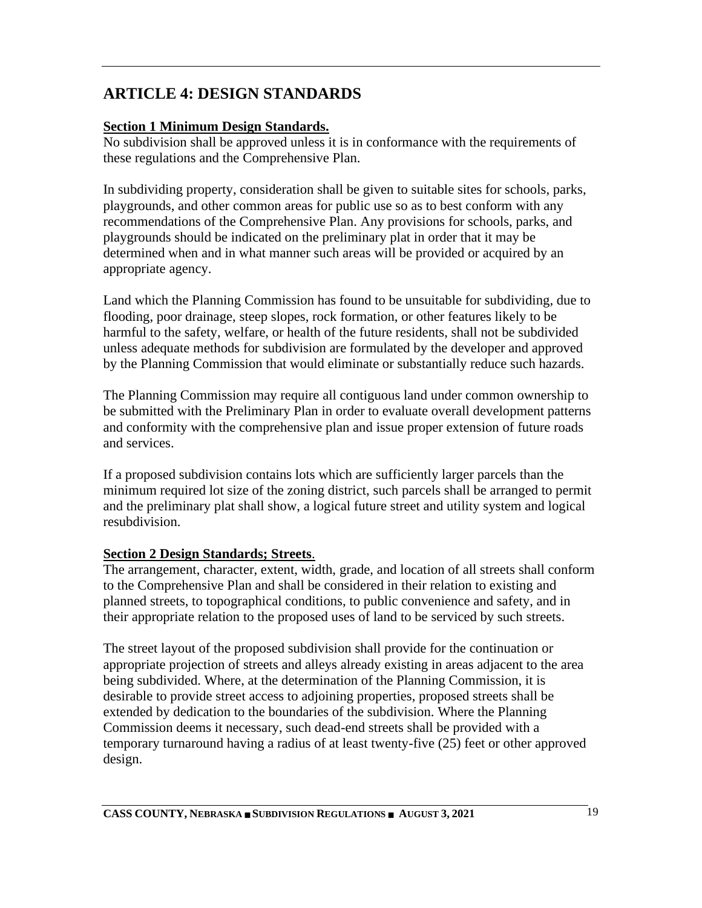# ARTICLE 4: DESIGN STANDARDS

**Section 1 Minimum Design Standards.**

No subdivision shall be approved unless it is in conformance with the requirements of these regulations and the Comprehensive Plan.

In subdividing property, consideration shall be given to suitable sites for schools, parks, playgrounds, and other common areas for public use so as to best conform with any recommendations of the Comprehensive Plan. Any provisions for schools, parks, and playgrounds should be indicated on the preliminary plat in order that it may be determined when and in what manner such areas will be provided or acquired by an appropriate agency.

Land which the Planning Commission has found to be unsuitable for subdividing, due to flooding, poor drainage, steep slopes, rock formation, or other features likely to be harmful to the safety, welfare, or health of the future residents, shall not be subdivided unless adequate methods for subdivision are formulated by the developer and approved by the Planning Commission that would eliminate or substantially reduce such hazards.

The Planning Commission may require all contiguous land under common ownership to be submitted with the Preliminary Plan in order to evaluate overall development patterns and conformity with the comprehensive plan and issue proper extension of future roads and services.

If a proposed subdivision contains lots which are sufficiently larger parcels than the minimum required lot size of the zoning district, such parcels shall be arranged to permit and the preliminary plat shall show, a logical future street and utility system and logical resubdivision.

**Section 2 Design Standards; Streets**.

The arrangement, character, extent, width, grade, and location of all streets shall conform to the Comprehensive Plan and shall be considered in their relation to existing and planned streets, to topographical conditions, to public convenience and safety, and in their appropriate relation to the proposed uses of land to be serviced by such streets.

The street layout of the proposed subdivision shall provide for the continuation or appropriate projection of streets and alleys already existing in areas adjacent to the area being subdivided. Where, at the determination of the Planning Commission, it is desirable to provide street access to adjoining properties, proposed streets shall be extended by dedication to the boundaries of the subdivision. Where the Planning Commission deems it necessary, such dead-end streets shall be provided with a temporary turnaround having a radius of at least twenty-five (25) feet or other approved design.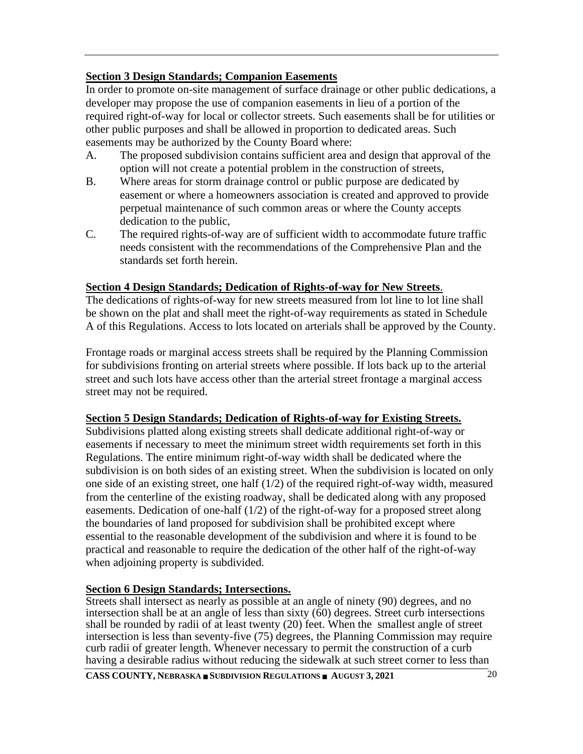**Section 3 Design Standards; Companion Easements**

In order to promote on-site management of surface drainage or other public dedications, a developer may propose the use of companion easements in lieu of a portion of the required right-of-way for local or collector streets. Such easements shall be for utilities or other public purposes and shall be allowed in proportion to dedicated areas. Such easements may be authorized by the County Board where:

A. The proposed subdivision contains sufficient area and design that approval of the option will not create a potential problem in the construction of streets,

B. Where areas for storm drainage control or public purpose are dedicated by easement or where a homeowners association is created and approved to provide perpetual maintenance of such common areas or where the County accepts dedication to the public,

C. The required rights-of-way are of sufficient width to accommodate future traffic needs consistent with the recommendations of the Comprehensive Plan and the standards set forth herein.

**Section 4 Design Standards; Dedication of Rights-of-way for New Streets**.

The dedications of rights-of-way for new streets measured from lot line to lot line shall be shown on the plat and shall meet the right-of-way requirements as stated in Schedule A of this Regulations. Access to lots located on arterials shall be approved by the County.

Frontage roads or marginal access streets shall be required by the Planning Commission for subdivisions fronting on arterial streets where possible. If lots back up to the arterial street and such lots have access other than the arterial street frontage a marginal access street may not be required.

**Section 5 Design Standards; Dedication of Rights-of-way for Existing Streets.**

Subdivisions platted along existing streets shall dedicate additional right-of-way or easements if necessary to meet the minimum street width requirements set forth in this Regulations. The entire minimum right-of-way width shall be dedicated where the subdivision is on both sides of an existing street. When the subdivision is located on only one side of an existing street, one half (1/2) of the required right-of-way width, measured from the centerline of the existing roadway, shall be dedicated along with any proposed easements. Dedication of one-half (1/2) of the right-of-way for a proposed street along the boundaries of land proposed for subdivision shall be prohibited except where essential to the reasonable development of the subdivision and where it is found to be practical and reasonable to require the dedication of the other half of the right-of-way when adjoining property is subdivided.

**Section 6 Design Standards; Intersections.**

Streets shall intersect as nearly as possible at an angle of ninety (90) degrees, and no intersection shall be at an angle of less than sixty (60) degrees. Street curb intersections shall be rounded by radii of at least twenty (20) feet. When the smallest angle of street intersection is less than seventy-five (75) degrees, the Planning Commission may require curb radii of greater length. Whenever necessary to permit the construction of a curb having a desirable radius without reducing the sidewalk at such street corner to less than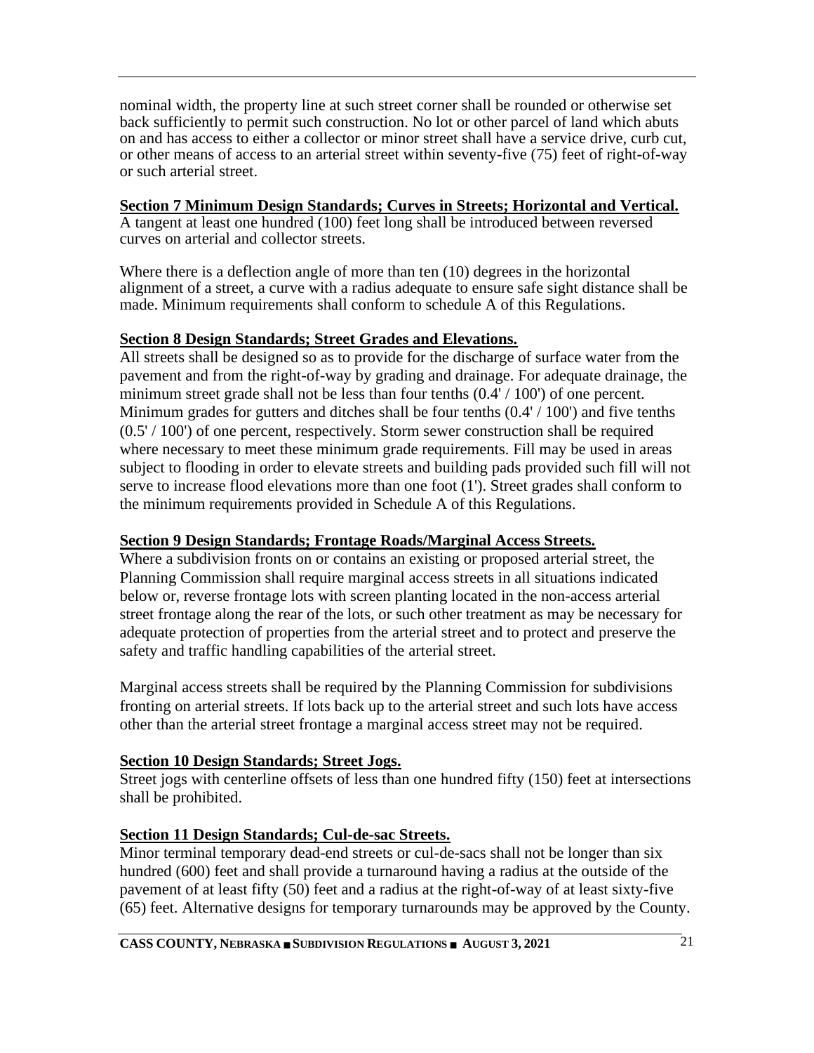nominal width, the property line at such street corner shall be rounded or otherwise set back sufficiently to permit such construction. No lot or other parcel of land which abuts on and has access to either a collector or minor street shall have a service drive, curb cut, or other means of access to an arterial street within seventy-five (75) feet of right-of-way or such arterial street.

**Section 7 Minimum Design Standards; Curves in Streets; Horizontal and Vertical.**
A tangent at least one hundred (100) feet long shall be introduced between reversed curves on arterial and collector streets.

Where there is a deflection angle of more than ten (10) degrees in the horizontal alignment of a street, a curve with a radius adequate to ensure safe sight distance shall be made. Minimum requirements shall conform to schedule A of this Regulations.

**Section 8 Design Standards; Street Grades and Elevations.**
All streets shall be designed so as to provide for the discharge of surface water from the pavement and from the right-of-way by grading and drainage. For adequate drainage, the minimum street grade shall not be less than four tenths (0.4' / 100') of one percent. Minimum grades for gutters and ditches shall be four tenths (0.4' / 100') and five tenths (0.5' / 100') of one percent, respectively. Storm sewer construction shall be required where necessary to meet these minimum grade requirements. Fill may be used in areas subject to flooding in order to elevate streets and building pads provided such fill will not serve to increase flood elevations more than one foot (1'). Street grades shall conform to the minimum requirements provided in Schedule A of this Regulations.

**Section 9 Design Standards; Frontage Roads/Marginal Access Streets.**
Where a subdivision fronts on or contains an existing or proposed arterial street, the Planning Commission shall require marginal access streets in all situations indicated below or, reverse frontage lots with screen planting located in the non-access arterial street frontage along the rear of the lots, or such other treatment as may be necessary for adequate protection of properties from the arterial street and to protect and preserve the safety and traffic handling capabilities of the arterial street.

Marginal access streets shall be required by the Planning Commission for subdivisions fronting on arterial streets. If lots back up to the arterial street and such lots have access other than the arterial street frontage a marginal access street may not be required.

**Section 10 Design Standards; Street Jogs.**
Street jogs with centerline offsets of less than one hundred fifty (150) feet at intersections shall be prohibited.

**Section 11 Design Standards; Cul-de-sac Streets.**
Minor terminal temporary dead-end streets or cul-de-sacs shall not be longer than six hundred (600) feet and shall provide a turnaround having a radius at the outside of the pavement of at least fifty (50) feet and a radius at the right-of-way of at least sixty-five (65) feet. Alternative designs for temporary turnarounds may be approved by the County.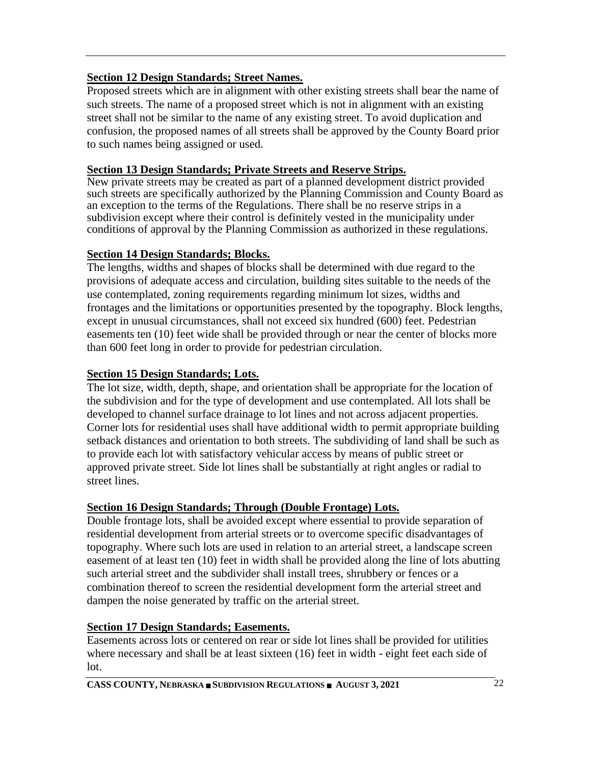**Section 12 Design Standards; Street Names.**

Proposed streets which are in alignment with other existing streets shall bear the name of such streets. The name of a proposed street which is not in alignment with an existing street shall not be similar to the name of any existing street. To avoid duplication and confusion, the proposed names of all streets shall be approved by the County Board prior to such names being assigned or used.

**Section 13 Design Standards; Private Streets and Reserve Strips.**

New private streets may be created as part of a planned development district provided such streets are specifically authorized by the Planning Commission and County Board as an exception to the terms of the Regulations. There shall be no reserve strips in a subdivision except where their control is definitely vested in the municipality under conditions of approval by the Planning Commission as authorized in these regulations.

**Section 14 Design Standards; Blocks.**

The lengths, widths and shapes of blocks shall be determined with due regard to the provisions of adequate access and circulation, building sites suitable to the needs of the use contemplated, zoning requirements regarding minimum lot sizes, widths and frontages and the limitations or opportunities presented by the topography. Block lengths, except in unusual circumstances, shall not exceed six hundred (600) feet. Pedestrian easements ten (10) feet wide shall be provided through or near the center of blocks more than 600 feet long in order to provide for pedestrian circulation.

**Section 15 Design Standards; Lots.**

The lot size, width, depth, shape, and orientation shall be appropriate for the location of the subdivision and for the type of development and use contemplated. All lots shall be developed to channel surface drainage to lot lines and not across adjacent properties. Corner lots for residential uses shall have additional width to permit appropriate building setback distances and orientation to both streets. The subdividing of land shall be such as to provide each lot with satisfactory vehicular access by means of public street or approved private street. Side lot lines shall be substantially at right angles or radial to street lines.

**Section 16 Design Standards; Through (Double Frontage) Lots.**

Double frontage lots, shall be avoided except where essential to provide separation of residential development from arterial streets or to overcome specific disadvantages of topography. Where such lots are used in relation to an arterial street, a landscape screen easement of at least ten (10) feet in width shall be provided along the line of lots abutting such arterial street and the subdivider shall install trees, shrubbery or fences or a combination thereof to screen the residential development form the arterial street and dampen the noise generated by traffic on the arterial street.

**Section 17 Design Standards; Easements.**

Easements across lots or centered on rear or side lot lines shall be provided for utilities where necessary and shall be at least sixteen (16) feet in width - eight feet each side of lot.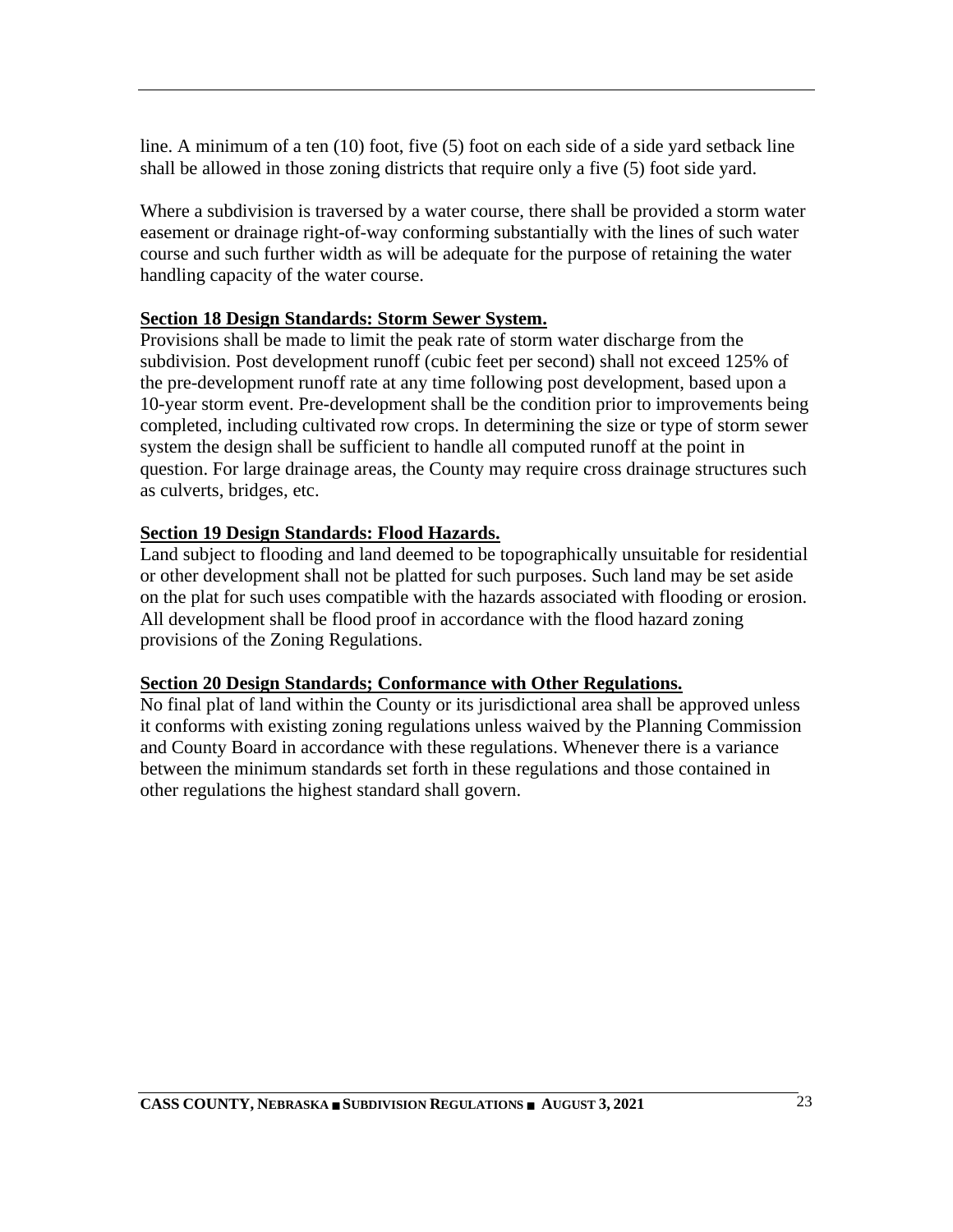line. A minimum of a ten (10) foot, five (5) foot on each side of a side yard setback line shall be allowed in those zoning districts that require only a five (5) foot side yard.

Where a subdivision is traversed by a water course, there shall be provided a storm water easement or drainage right-of-way conforming substantially with the lines of such water course and such further width as will be adequate for the purpose of retaining the water handling capacity of the water course.

**Section 18 Design Standards: Storm Sewer System.**

Provisions shall be made to limit the peak rate of storm water discharge from the subdivision. Post development runoff (cubic feet per second) shall not exceed 125% of the pre-development runoff rate at any time following post development, based upon a 10-year storm event. Pre-development shall be the condition prior to improvements being completed, including cultivated row crops. In determining the size or type of storm sewer system the design shall be sufficient to handle all computed runoff at the point in question. For large drainage areas, the County may require cross drainage structures such as culverts, bridges, etc.

**Section 19 Design Standards: Flood Hazards.**

Land subject to flooding and land deemed to be topographically unsuitable for residential or other development shall not be platted for such purposes. Such land may be set aside on the plat for such uses compatible with the hazards associated with flooding or erosion. All development shall be flood proof in accordance with the flood hazard zoning provisions of the Zoning Regulations.

**Section 20 Design Standards; Conformance with Other Regulations.**

No final plat of land within the County or its jurisdictional area shall be approved unless it conforms with existing zoning regulations unless waived by the Planning Commission and County Board in accordance with these regulations. Whenever there is a variance between the minimum standards set forth in these regulations and those contained in other regulations the highest standard shall govern.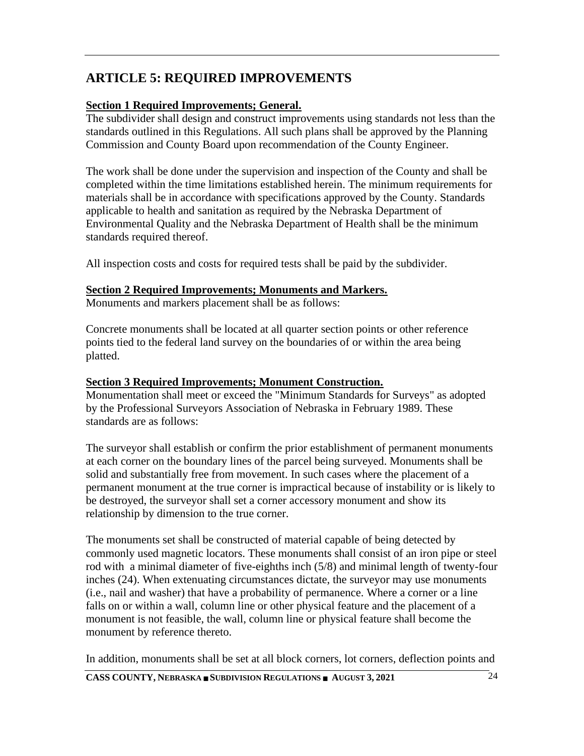# ARTICLE 5: REQUIRED IMPROVEMENTS

**Section 1 Required Improvements; General.**

The subdivider shall design and construct improvements using standards not less than the standards outlined in this Regulations. All such plans shall be approved by the Planning Commission and County Board upon recommendation of the County Engineer.

The work shall be done under the supervision and inspection of the County and shall be completed within the time limitations established herein. The minimum requirements for materials shall be in accordance with specifications approved by the County. Standards applicable to health and sanitation as required by the Nebraska Department of Environmental Quality and the Nebraska Department of Health shall be the minimum standards required thereof.

All inspection costs and costs for required tests shall be paid by the subdivider.

**Section 2 Required Improvements; Monuments and Markers.**

Monuments and markers placement shall be as follows:

Concrete monuments shall be located at all quarter section points or other reference points tied to the federal land survey on the boundaries of or within the area being platted.

**Section 3 Required Improvements; Monument Construction.**

Monumentation shall meet or exceed the "Minimum Standards for Surveys" as adopted by the Professional Surveyors Association of Nebraska in February 1989. These standards are as follows:

The surveyor shall establish or confirm the prior establishment of permanent monuments at each corner on the boundary lines of the parcel being surveyed. Monuments shall be solid and substantially free from movement. In such cases where the placement of a permanent monument at the true corner is impractical because of instability or is likely to be destroyed, the surveyor shall set a corner accessory monument and show its relationship by dimension to the true corner.

The monuments set shall be constructed of material capable of being detected by commonly used magnetic locators. These monuments shall consist of an iron pipe or steel rod with a minimal diameter of five-eighths inch (5/8) and minimal length of twenty-four inches (24). When extenuating circumstances dictate, the surveyor may use monuments (i.e., nail and washer) that have a probability of permanence. Where a corner or a line falls on or within a wall, column line or other physical feature and the placement of a monument is not feasible, the wall, column line or physical feature shall become the monument by reference thereto.

In addition, monuments shall be set at all block corners, lot corners, deflection points and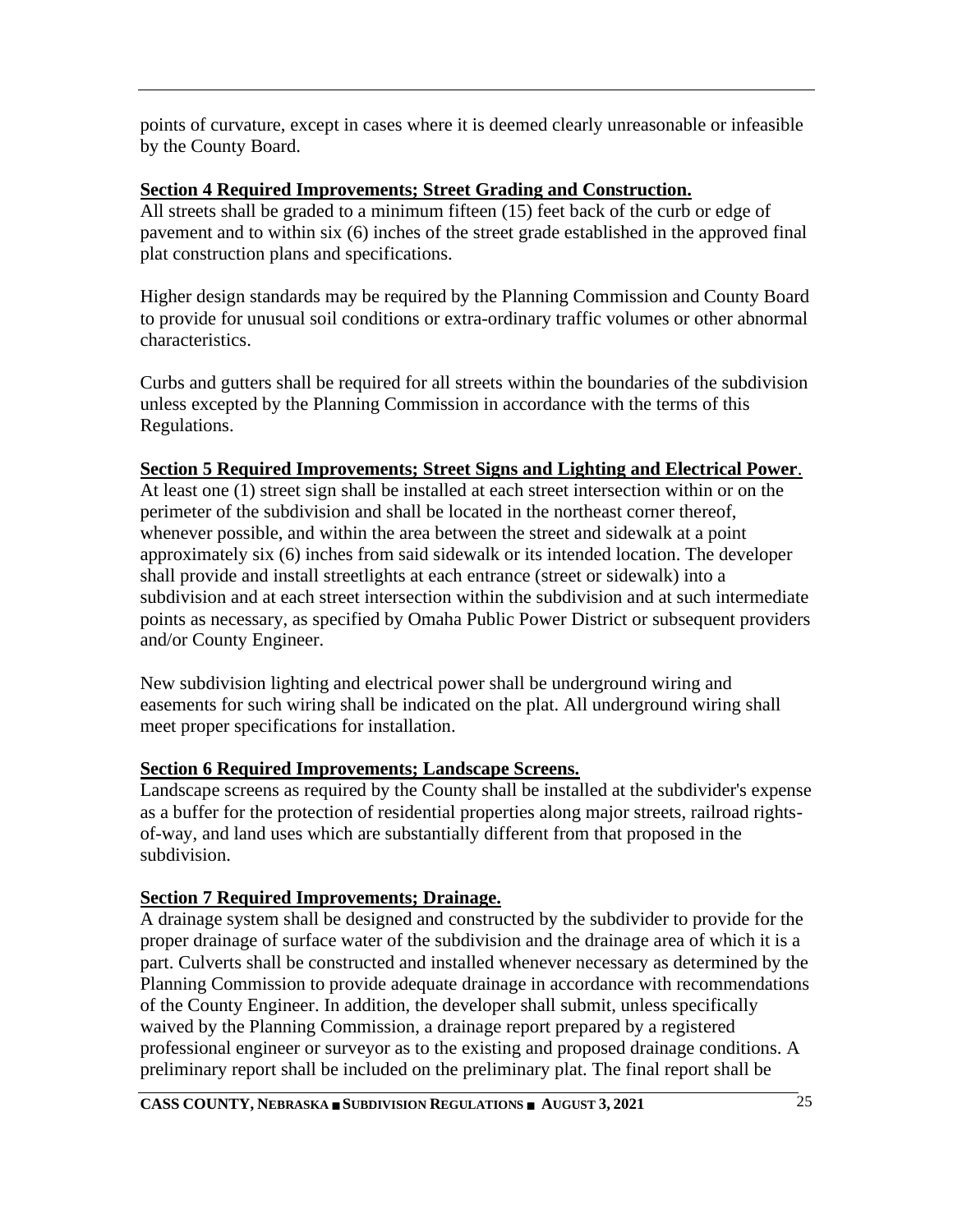points of curvature, except in cases where it is deemed clearly unreasonable or infeasible by the County Board.

**Section 4 Required Improvements; Street Grading and Construction.**

All streets shall be graded to a minimum fifteen (15) feet back of the curb or edge of pavement and to within six (6) inches of the street grade established in the approved final plat construction plans and specifications.

Higher design standards may be required by the Planning Commission and County Board to provide for unusual soil conditions or extra-ordinary traffic volumes or other abnormal characteristics.

Curbs and gutters shall be required for all streets within the boundaries of the subdivision unless excepted by the Planning Commission in accordance with the terms of this Regulations.

**Section 5 Required Improvements; Street Signs and Lighting and Electrical Power**.

At least one (1) street sign shall be installed at each street intersection within or on the perimeter of the subdivision and shall be located in the northeast corner thereof, whenever possible, and within the area between the street and sidewalk at a point approximately six (6) inches from said sidewalk or its intended location. The developer shall provide and install streetlights at each entrance (street or sidewalk) into a subdivision and at each street intersection within the subdivision and at such intermediate points as necessary, as specified by Omaha Public Power District or subsequent providers and/or County Engineer.

New subdivision lighting and electrical power shall be underground wiring and easements for such wiring shall be indicated on the plat. All underground wiring shall meet proper specifications for installation.

**Section 6 Required Improvements; Landscape Screens.**

Landscape screens as required by the County shall be installed at the subdivider's expense as a buffer for the protection of residential properties along major streets, railroad rights-of-way, and land uses which are substantially different from that proposed in the subdivision.

**Section 7 Required Improvements; Drainage.**

A drainage system shall be designed and constructed by the subdivider to provide for the proper drainage of surface water of the subdivision and the drainage area of which it is a part. Culverts shall be constructed and installed whenever necessary as determined by the Planning Commission to provide adequate drainage in accordance with recommendations of the County Engineer. In addition, the developer shall submit, unless specifically waived by the Planning Commission, a drainage report prepared by a registered professional engineer or surveyor as to the existing and proposed drainage conditions. A preliminary report shall be included on the preliminary plat. The final report shall be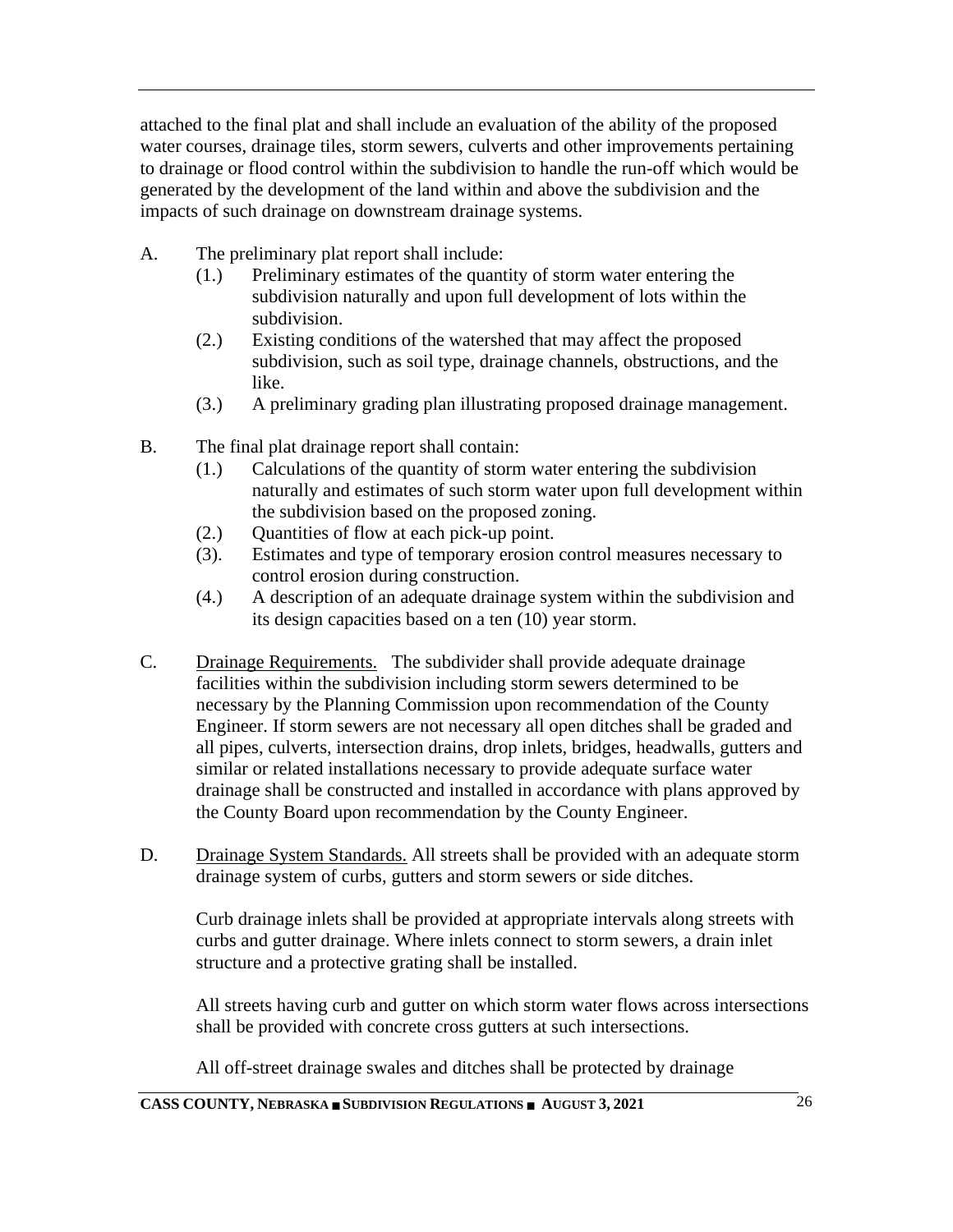attached to the final plat and shall include an evaluation of the ability of the proposed water courses, drainage tiles, storm sewers, culverts and other improvements pertaining to drainage or flood control within the subdivision to handle the run-off which would be generated by the development of the land within and above the subdivision and the impacts of such drainage on downstream drainage systems.

A. The preliminary plat report shall include:
   - (1.) Preliminary estimates of the quantity of storm water entering the subdivision naturally and upon full development of lots within the subdivision.
   - (2.) Existing conditions of the watershed that may affect the proposed subdivision, such as soil type, drainage channels, obstructions, and the like.
   - (3.) A preliminary grading plan illustrating proposed drainage management.

B. The final plat drainage report shall contain:
   - (1.) Calculations of the quantity of storm water entering the subdivision naturally and estimates of such storm water upon full development within the subdivision based on the proposed zoning.
   - (2.) Quantities of flow at each pick-up point.
   - (3). Estimates and type of temporary erosion control measures necessary to control erosion during construction.
   - (4.) A description of an adequate drainage system within the subdivision and its design capacities based on a ten (10) year storm.

C. Drainage Requirements. The subdivider shall provide adequate drainage facilities within the subdivision including storm sewers determined to be necessary by the Planning Commission upon recommendation of the County Engineer. If storm sewers are not necessary all open ditches shall be graded and all pipes, culverts, intersection drains, drop inlets, bridges, headwalls, gutters and similar or related installations necessary to provide adequate surface water drainage shall be constructed and installed in accordance with plans approved by the County Board upon recommendation by the County Engineer.

D. Drainage System Standards. All streets shall be provided with an adequate storm drainage system of curbs, gutters and storm sewers or side ditches.

   Curb drainage inlets shall be provided at appropriate intervals along streets with curbs and gutter drainage. Where inlets connect to storm sewers, a drain inlet structure and a protective grating shall be installed.

   All streets having curb and gutter on which storm water flows across intersections shall be provided with concrete cross gutters at such intersections.

   All off-street drainage swales and ditches shall be protected by drainage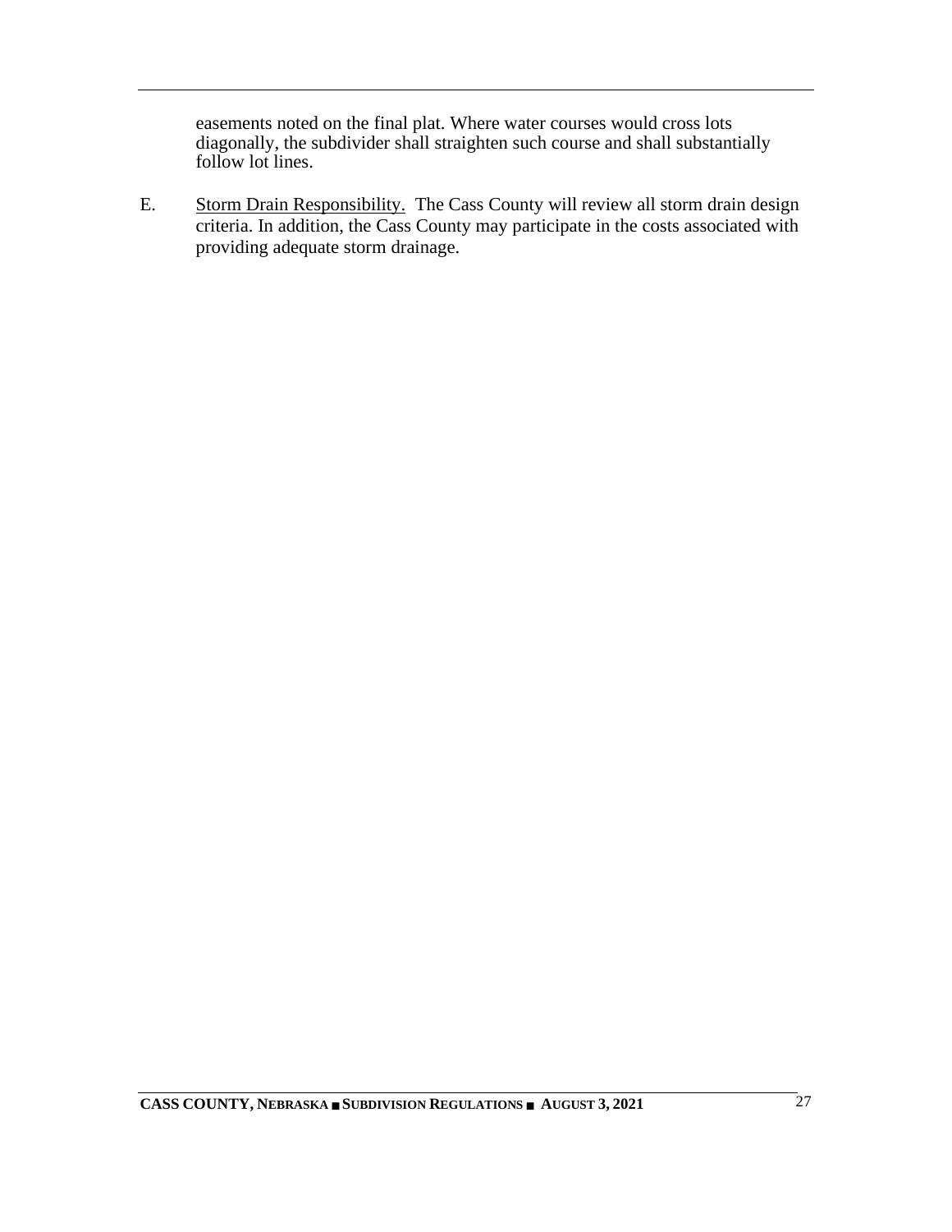easements noted on the final plat. Where water courses would cross lots diagonally, the subdivider shall straighten such course and shall substantially follow lot lines.

E. Storm Drain Responsibility. The Cass County will review all storm drain design criteria. In addition, the Cass County may participate in the costs associated with providing adequate storm drainage.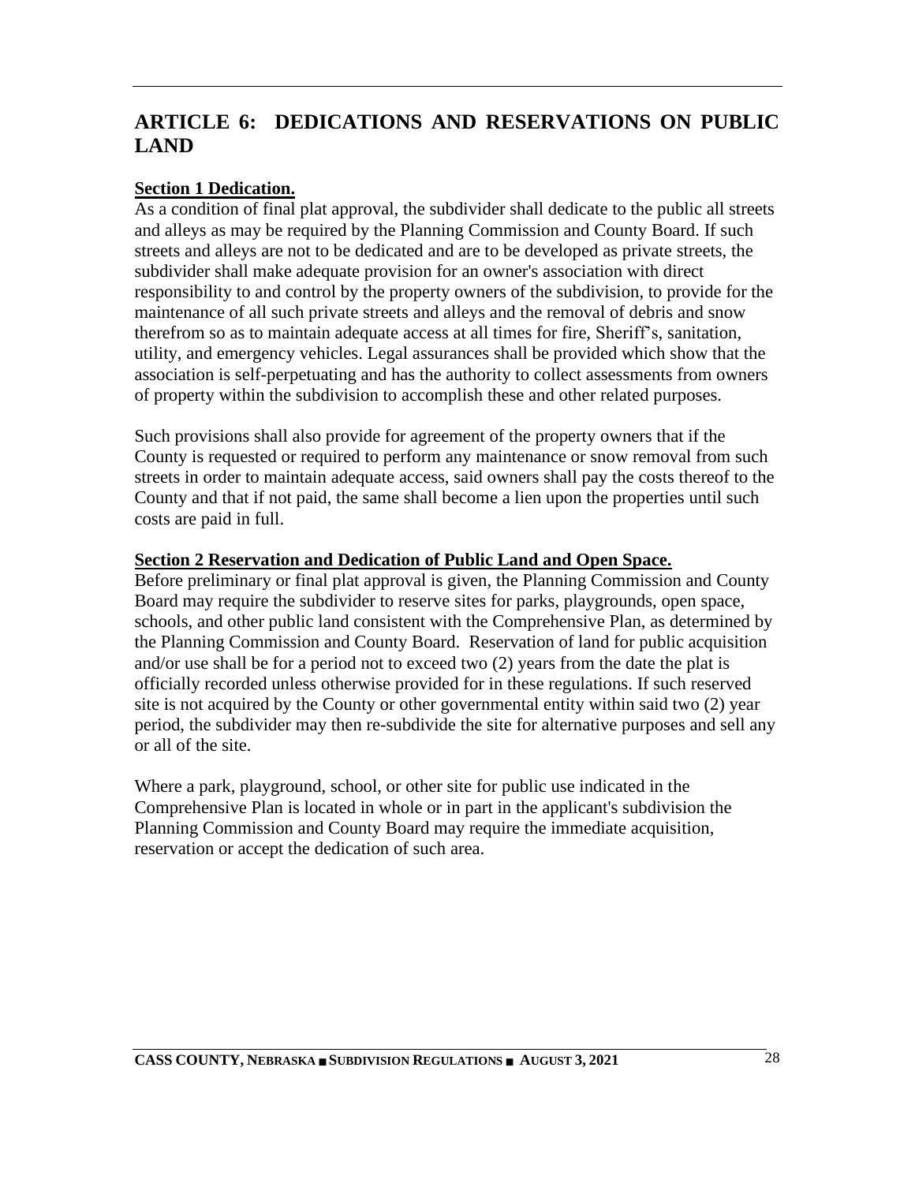# ARTICLE 6: DEDICATIONS AND RESERVATIONS ON PUBLIC LAND

**Section 1 Dedication.**

As a condition of final plat approval, the subdivider shall dedicate to the public all streets and alleys as may be required by the Planning Commission and County Board. If such streets and alleys are not to be dedicated and are to be developed as private streets, the subdivider shall make adequate provision for an owner's association with direct responsibility to and control by the property owners of the subdivision, to provide for the maintenance of all such private streets and alleys and the removal of debris and snow therefrom so as to maintain adequate access at all times for fire, Sheriff's, sanitation, utility, and emergency vehicles. Legal assurances shall be provided which show that the association is self-perpetuating and has the authority to collect assessments from owners of property within the subdivision to accomplish these and other related purposes.

Such provisions shall also provide for agreement of the property owners that if the County is requested or required to perform any maintenance or snow removal from such streets in order to maintain adequate access, said owners shall pay the costs thereof to the County and that if not paid, the same shall become a lien upon the properties until such costs are paid in full.

**Section 2 Reservation and Dedication of Public Land and Open Space.**

Before preliminary or final plat approval is given, the Planning Commission and County Board may require the subdivider to reserve sites for parks, playgrounds, open space, schools, and other public land consistent with the Comprehensive Plan, as determined by the Planning Commission and County Board. Reservation of land for public acquisition and/or use shall be for a period not to exceed two (2) years from the date the plat is officially recorded unless otherwise provided for in these regulations. If such reserved site is not acquired by the County or other governmental entity within said two (2) year period, the subdivider may then re-subdivide the site for alternative purposes and sell any or all of the site.

Where a park, playground, school, or other site for public use indicated in the Comprehensive Plan is located in whole or in part in the applicant's subdivision the Planning Commission and County Board may require the immediate acquisition, reservation or accept the dedication of such area.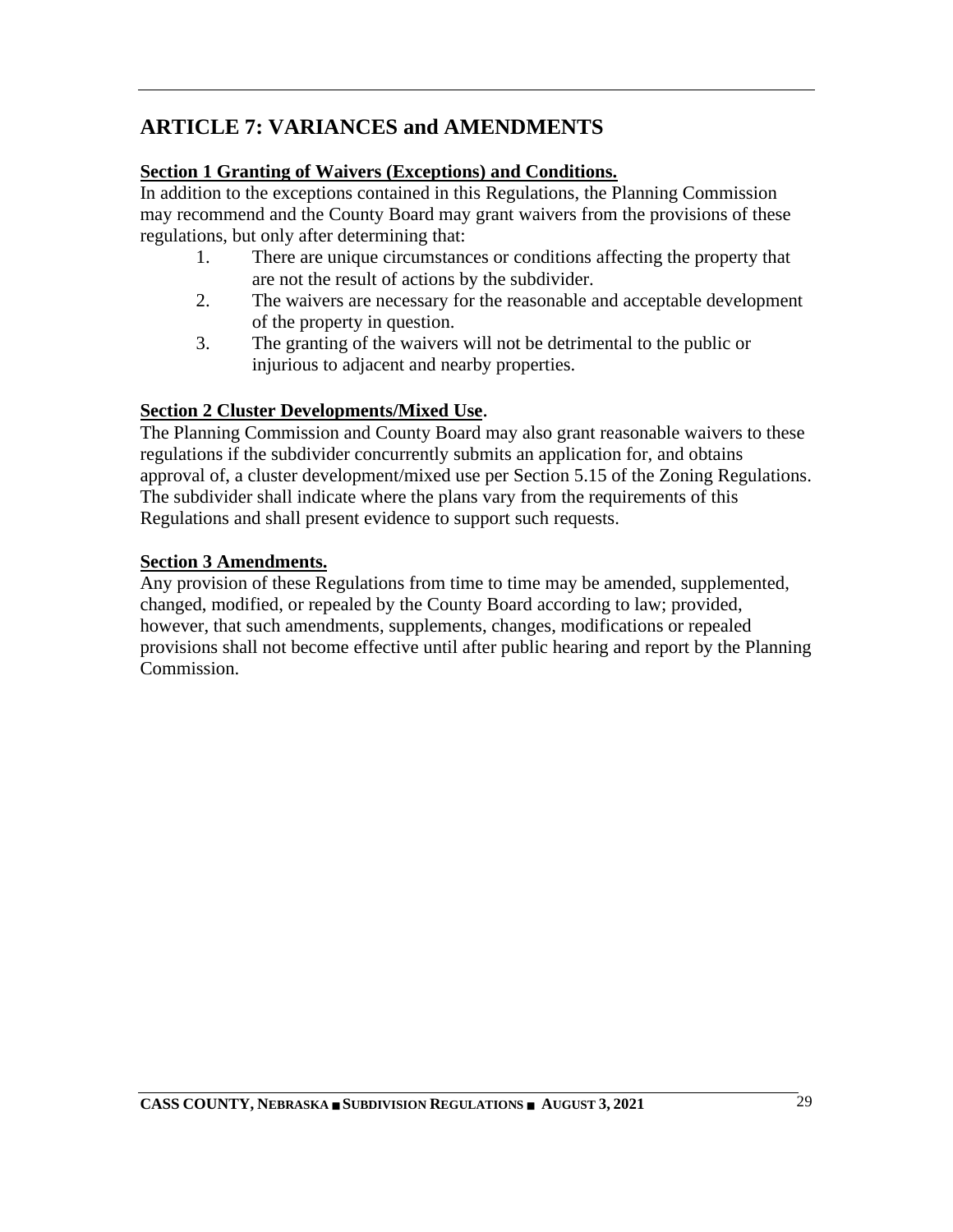# ARTICLE 7: VARIANCES and AMENDMENTS

**Section 1 Granting of Waivers (Exceptions) and Conditions.**

In addition to the exceptions contained in this Regulations, the Planning Commission may recommend and the County Board may grant waivers from the provisions of these regulations, but only after determining that:

1. There are unique circumstances or conditions affecting the property that are not the result of actions by the subdivider.
2. The waivers are necessary for the reasonable and acceptable development of the property in question.
3. The granting of the waivers will not be detrimental to the public or injurious to adjacent and nearby properties.

**Section 2 Cluster Developments/Mixed Use.**

The Planning Commission and County Board may also grant reasonable waivers to these regulations if the subdivider concurrently submits an application for, and obtains approval of, a cluster development/mixed use per Section 5.15 of the Zoning Regulations. The subdivider shall indicate where the plans vary from the requirements of this Regulations and shall present evidence to support such requests.

**Section 3 Amendments.**

Any provision of these Regulations from time to time may be amended, supplemented, changed, modified, or repealed by the County Board according to law; provided, however, that such amendments, supplements, changes, modifications or repealed provisions shall not become effective until after public hearing and report by the Planning Commission.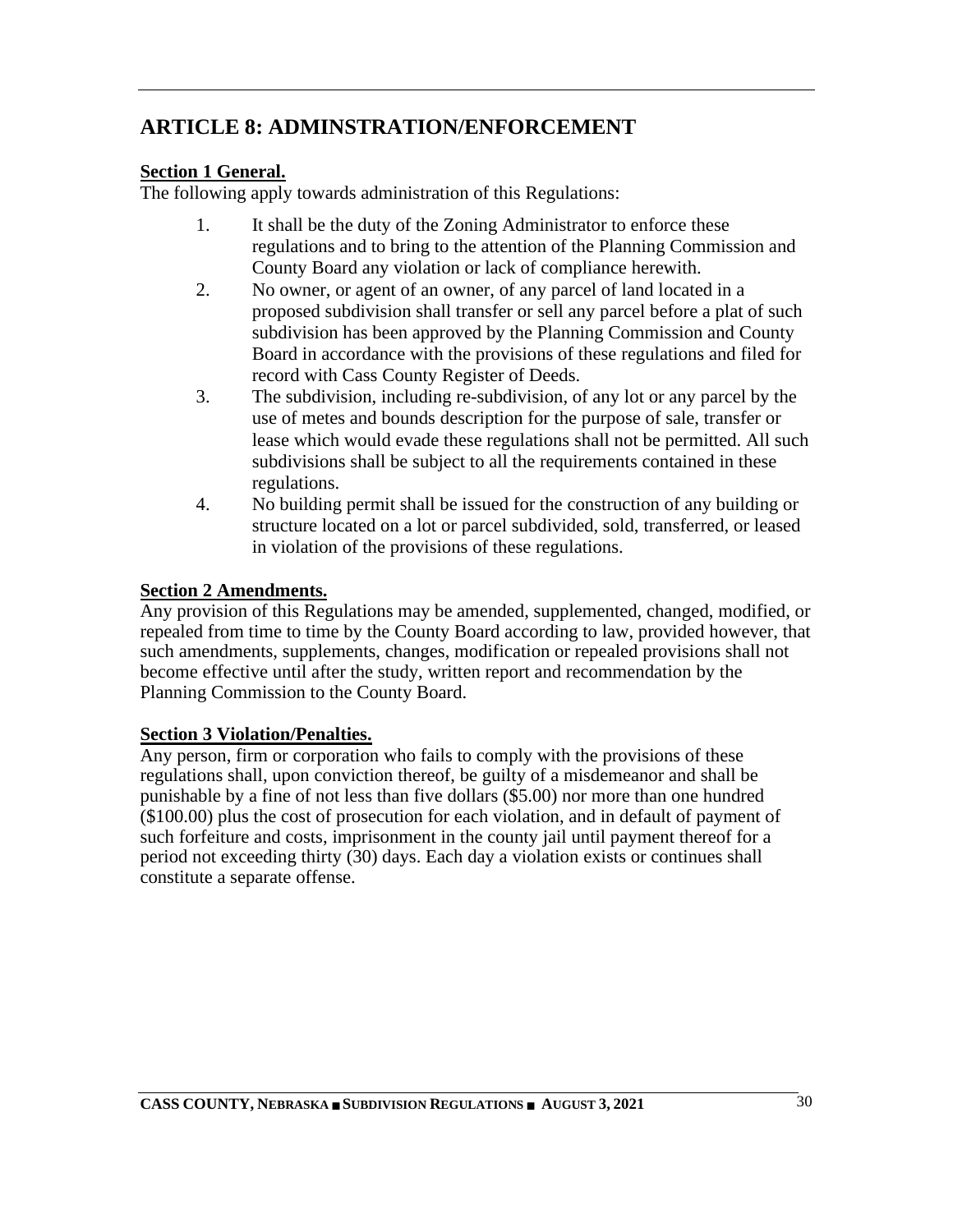## ARTICLE 8: ADMINSTRATION/ENFORCEMENT

**Section 1 General.**

The following apply towards administration of this Regulations:

1. It shall be the duty of the Zoning Administrator to enforce these regulations and to bring to the attention of the Planning Commission and County Board any violation or lack of compliance herewith.
2. No owner, or agent of an owner, of any parcel of land located in a proposed subdivision shall transfer or sell any parcel before a plat of such subdivision has been approved by the Planning Commission and County Board in accordance with the provisions of these regulations and filed for record with Cass County Register of Deeds.
3. The subdivision, including re-subdivision, of any lot or any parcel by the use of metes and bounds description for the purpose of sale, transfer or lease which would evade these regulations shall not be permitted. All such subdivisions shall be subject to all the requirements contained in these regulations.
4. No building permit shall be issued for the construction of any building or structure located on a lot or parcel subdivided, sold, transferred, or leased in violation of the provisions of these regulations.

**Section 2 Amendments.**

Any provision of this Regulations may be amended, supplemented, changed, modified, or repealed from time to time by the County Board according to law, provided however, that such amendments, supplements, changes, modification or repealed provisions shall not become effective until after the study, written report and recommendation by the Planning Commission to the County Board.

**Section 3 Violation/Penalties.**

Any person, firm or corporation who fails to comply with the provisions of these regulations shall, upon conviction thereof, be guilty of a misdemeanor and shall be punishable by a fine of not less than five dollars ($5.00) nor more than one hundred ($100.00) plus the cost of prosecution for each violation, and in default of payment of such forfeiture and costs, imprisonment in the county jail until payment thereof for a period not exceeding thirty (30) days. Each day a violation exists or continues shall constitute a separate offense.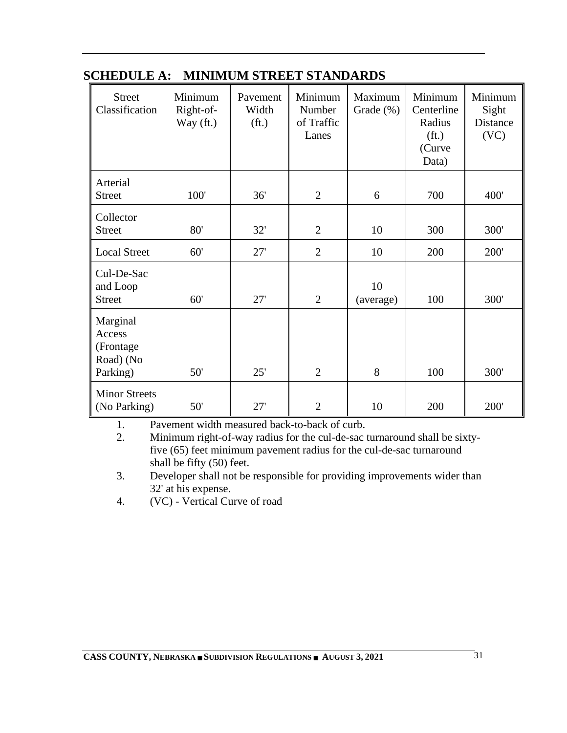## SCHEDULE A: MINIMUM STREET STANDARDS

| Street Classification | Minimum Right-of-Way (ft.) | Pavement Width (ft.) | Minimum Number of Traffic Lanes | Maximum Grade (%) | Minimum Centerline Radius (ft.) (Curve Data) | Minimum Sight Distance (VC) |
|---|---|---|---|---|---|---|
| Arterial Street | 100' | 36' | 2 | 6 | 700 | 400' |
| Collector Street | 80' | 32' | 2 | 10 | 300 | 300' |
| Local Street | 60' | 27' | 2 | 10 | 200 | 200' |
| Cul-De-Sac and Loop Street | 60' | 27' | 2 | 10 (average) | 100 | 300' |
| Marginal Access (Frontage Road) (No Parking) | 50' | 25' | 2 | 8 | 100 | 300' |
| Minor Streets (No Parking) | 50' | 27' | 2 | 10 | 200 | 200' |

1. Pavement width measured back-to-back of curb.
2. Minimum right-of-way radius for the cul-de-sac turnaround shall be sixty-five (65) feet minimum pavement radius for the cul-de-sac turnaround shall be fifty (50) feet.
3. Developer shall not be responsible for providing improvements wider than 32' at his expense.
4. (VC) - Vertical Curve of road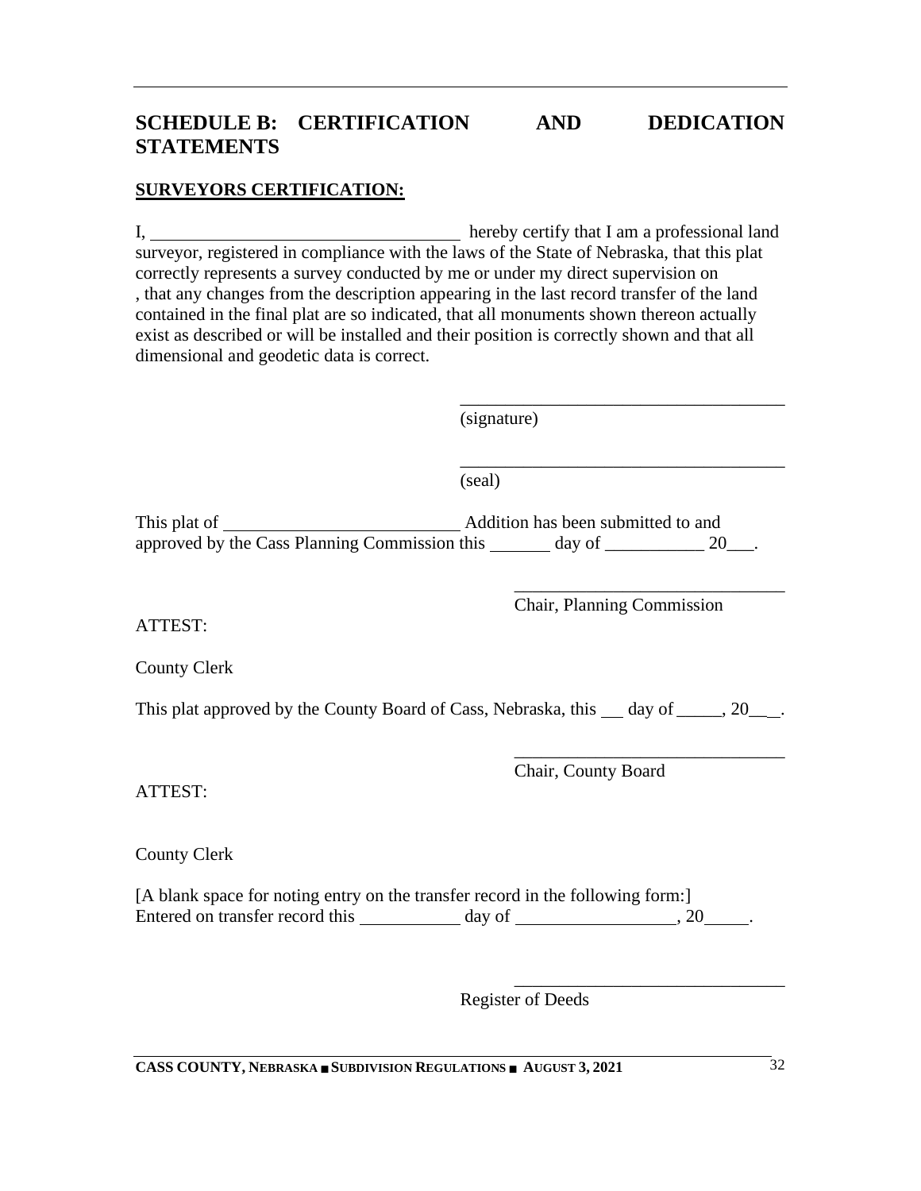## SCHEDULE B: CERTIFICATION AND DEDICATION STATEMENTS

**SURVEYORS CERTIFICATION:**

I, ___________________________________ hereby certify that I am a professional land surveyor, registered in compliance with the laws of the State of Nebraska, that this plat correctly represents a survey conducted by me or under my direct supervision on , that any changes from the description appearing in the last record transfer of the land contained in the final plat are so indicated, that all monuments shown thereon actually exist as described or will be installed and their position is correctly shown and that all dimensional and geodetic data is correct.

____________________________________
(signature)

____________________________________
(seal)

This plat of ___________________________ Addition has been submitted to and approved by the Cass Planning Commission this _______ day of ___________ 20___.

______________________________
Chair, Planning Commission

ATTEST:

County Clerk

This plat approved by the County Board of Cass, Nebraska, this ___ day of _____, 20___.

______________________________
Chair, County Board

ATTEST:

County Clerk

[A blank space for noting entry on the transfer record in the following form:]
Entered on transfer record this ___________ day of __________________, 20_____.

______________________________
Register of Deeds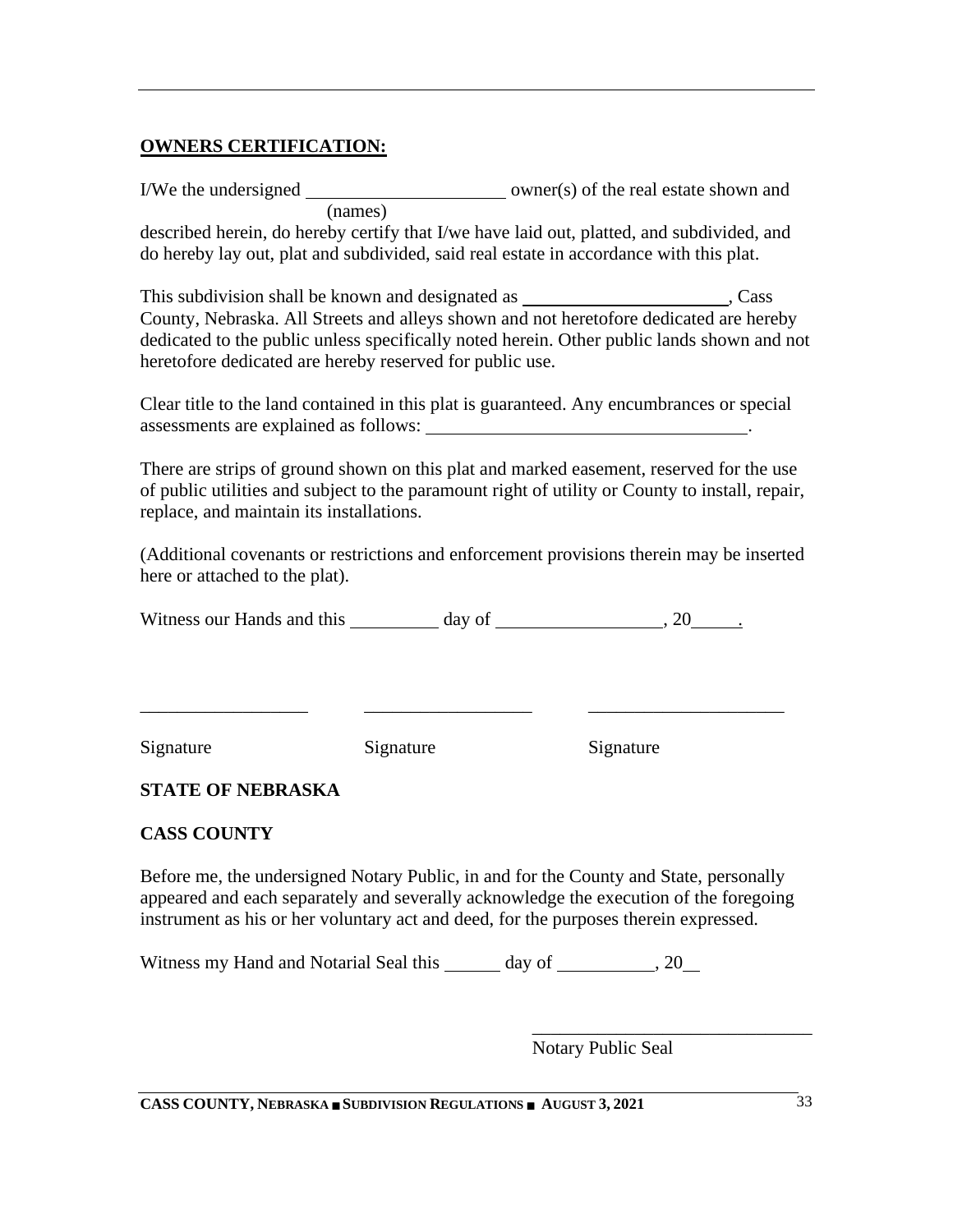**OWNERS CERTIFICATION:**

I/We the undersigned ______________________ owner(s) of the real estate shown and
(names)
described herein, do hereby certify that I/we have laid out, platted, and subdivided, and do hereby lay out, plat and subdivided, said real estate in accordance with this plat.

This subdivision shall be known and designated as ______________________, Cass County, Nebraska. All Streets and alleys shown and not heretofore dedicated are hereby dedicated to the public unless specifically noted herein. Other public lands shown and not heretofore dedicated are hereby reserved for public use.

Clear title to the land contained in this plat is guaranteed. Any encumbrances or special assessments are explained as follows: ____________________________________.

There are strips of ground shown on this plat and marked easement, reserved for the use of public utilities and subject to the paramount right of utility or County to install, repair, replace, and maintain its installations.

(Additional covenants or restrictions and enforcement provisions therein may be inserted here or attached to the plat).

Witness our Hands and this __________ day of __________________, 20_____.

__________________ __________________ _____________________

Signature Signature Signature

**STATE OF NEBRASKA**

**CASS COUNTY**

Before me, the undersigned Notary Public, in and for the County and State, personally appeared and each separately and severally acknowledge the execution of the foregoing instrument as his or her voluntary act and deed, for the purposes therein expressed.

Witness my Hand and Notarial Seal this ______ day of ___________, 20__

_______________________________

Notary Public Seal